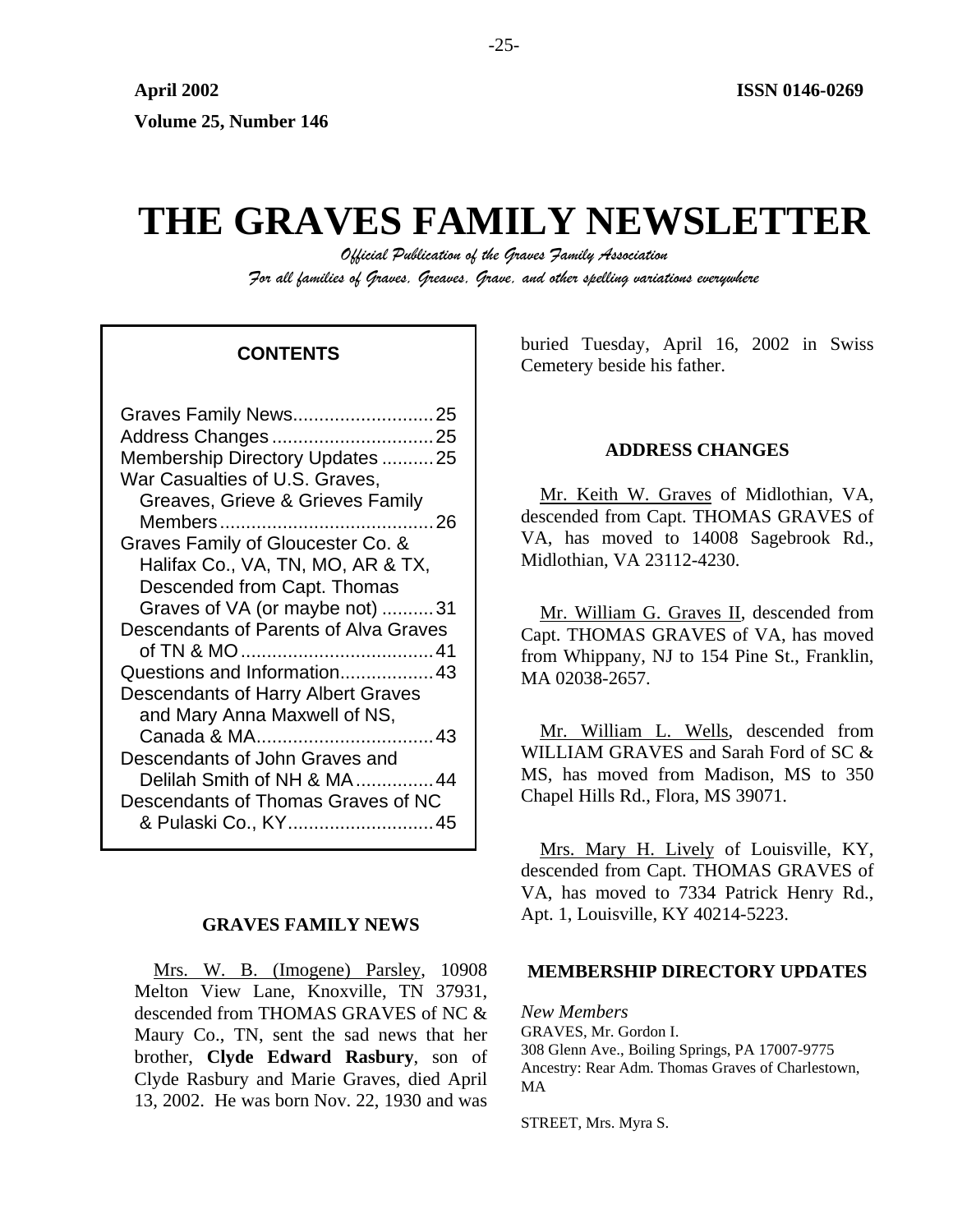April 2002

Volume 25, Number 146

ISSN 0146-0269

# THE GRAVES FAMILY NEWSLETTER

*Official Publication of the Graves Family Association*

*For all families of Graves, Greaves, Grave, and other spelling variations everywhere*

**CONTENTS**

Graves Family News........................... 25
Address Changes ............................... 25
Membership Directory Updates .......... 25
War Casualties of U.S. Graves, Greaves, Grieve & Grieves Family Members ......................................... 26
Graves Family of Gloucester Co. & Halifax Co., VA, TN, MO, AR & TX, Descended from Capt. Thomas Graves of VA (or maybe not) .......... 31
Descendants of Parents of Alva Graves of TN & MO ..................................... 41
Questions and Information.................. 43
Descendants of Harry Albert Graves and Mary Anna Maxwell of NS, Canada & MA.................................. 43
Descendants of John Graves and Delilah Smith of NH & MA............... 44
Descendants of Thomas Graves of NC & Pulaski Co., KY............................ 45

## GRAVES FAMILY NEWS

Mrs. W. B. (Imogene) Parsley, 10908 Melton View Lane, Knoxville, TN 37931, descended from THOMAS GRAVES of NC & Maury Co., TN, sent the sad news that her brother, **Clyde Edward Rasbury**, son of Clyde Rasbury and Marie Graves, died April 13, 2002. He was born Nov. 22, 1930 and was buried Tuesday, April 16, 2002 in Swiss Cemetery beside his father.

## ADDRESS CHANGES

Mr. Keith W. Graves of Midlothian, VA, descended from Capt. THOMAS GRAVES of VA, has moved to 14008 Sagebrook Rd., Midlothian, VA 23112-4230.

Mr. William G. Graves II, descended from Capt. THOMAS GRAVES of VA, has moved from Whippany, NJ to 154 Pine St., Franklin, MA 02038-2657.

Mr. William L. Wells, descended from WILLIAM GRAVES and Sarah Ford of SC & MS, has moved from Madison, MS to 350 Chapel Hills Rd., Flora, MS 39071.

Mrs. Mary H. Lively of Louisville, KY, descended from Capt. THOMAS GRAVES of VA, has moved to 7334 Patrick Henry Rd., Apt. 1, Louisville, KY 40214-5223.

## MEMBERSHIP DIRECTORY UPDATES

*New Members*

GRAVES, Mr. Gordon I.
308 Glenn Ave., Boiling Springs, PA 17007-9775
Ancestry: Rear Adm. Thomas Graves of Charlestown, MA

STREET, Mrs. Myra S.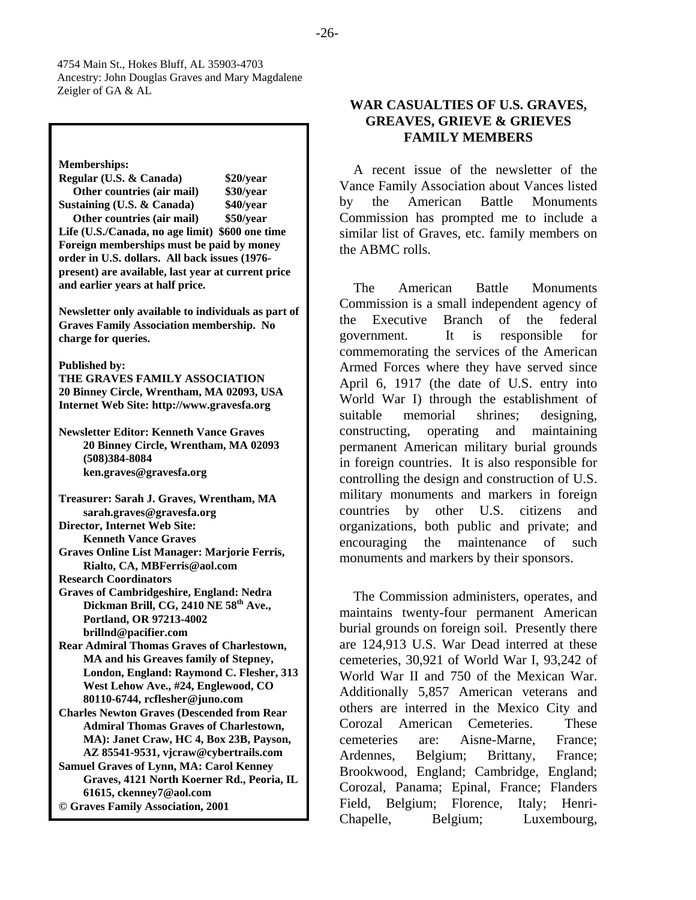4754 Main St., Hokes Bluff, AL 35903-4703
Ancestry: John Douglas Graves and Mary Magdalene Zeigler of GA & AL

**Memberships:**

| | |
|---|---|
| **Regular (U.S. & Canada)** | **$20/year** |
| **Other countries (air mail)** | **$30/year** |
| **Sustaining (U.S. & Canada)** | **$40/year** |
| **Other countries (air mail)** | **$50/year** |

**Life (U.S./Canada, no age limit) $600 one time**
**Foreign memberships must be paid by money order in U.S. dollars. All back issues (1976-present) are available, last year at current price and earlier years at half price.**

**Newsletter only available to individuals as part of Graves Family Association membership. No charge for queries.**

**Published by:**
**THE GRAVES FAMILY ASSOCIATION**
**20 Binney Circle, Wrentham, MA 02093, USA**
**Internet Web Site: http://www.gravesfa.org**

**Newsletter Editor: Kenneth Vance Graves**
**20 Binney Circle, Wrentham, MA 02093**
**(508)384-8084**
**ken.graves@gravesfa.org**

**Treasurer: Sarah J. Graves, Wrentham, MA**
**sarah.graves@gravesfa.org**
**Director, Internet Web Site:**
**Kenneth Vance Graves**
**Graves Online List Manager: Marjorie Ferris, Rialto, CA, MBFerris@aol.com**
**Research Coordinators**
**Graves of Cambridgeshire, England: Nedra Dickman Brill, CG, 2410 NE 58th Ave., Portland, OR 97213-4002**
**brillnd@pacifier.com**
**Rear Admiral Thomas Graves of Charlestown, MA and his Greaves family of Stepney, London, England: Raymond C. Flesher, 313 West Lehow Ave., #24, Englewood, CO 80110-6744, rcflesher@juno.com**
**Charles Newton Graves (Descended from Rear Admiral Thomas Graves of Charlestown, MA): Janet Craw, HC 4, Box 23B, Payson, AZ 85541-9531, vjcraw@cybertrails.com**
**Samuel Graves of Lynn, MA: Carol Kenney Graves, 4121 North Koerner Rd., Peoria, IL 61615, ckenney7@aol.com**
**© Graves Family Association, 2001**

## WAR CASUALTIES OF U.S. GRAVES, GREAVES, GRIEVE & GRIEVES FAMILY MEMBERS

A recent issue of the newsletter of the Vance Family Association about Vances listed by the American Battle Monuments Commission has prompted me to include a similar list of Graves, etc. family members on the ABMC rolls.

The American Battle Monuments Commission is a small independent agency of the Executive Branch of the federal government. It is responsible for commemorating the services of the American Armed Forces where they have served since April 6, 1917 (the date of U.S. entry into World War I) through the establishment of suitable memorial shrines; designing, constructing, operating and maintaining permanent American military burial grounds in foreign countries. It is also responsible for controlling the design and construction of U.S. military monuments and markers in foreign countries by other U.S. citizens and organizations, both public and private; and encouraging the maintenance of such monuments and markers by their sponsors.

The Commission administers, operates, and maintains twenty-four permanent American burial grounds on foreign soil. Presently there are 124,913 U.S. War Dead interred at these cemeteries, 30,921 of World War I, 93,242 of World War II and 750 of the Mexican War. Additionally 5,857 American veterans and others are interred in the Mexico City and Corozal American Cemeteries. These cemeteries are: Aisne-Marne, France; Ardennes, Belgium; Brittany, France; Brookwood, England; Cambridge, England; Corozal, Panama; Epinal, France; Flanders Field, Belgium; Florence, Italy; Henri-Chapelle, Belgium; Luxembourg,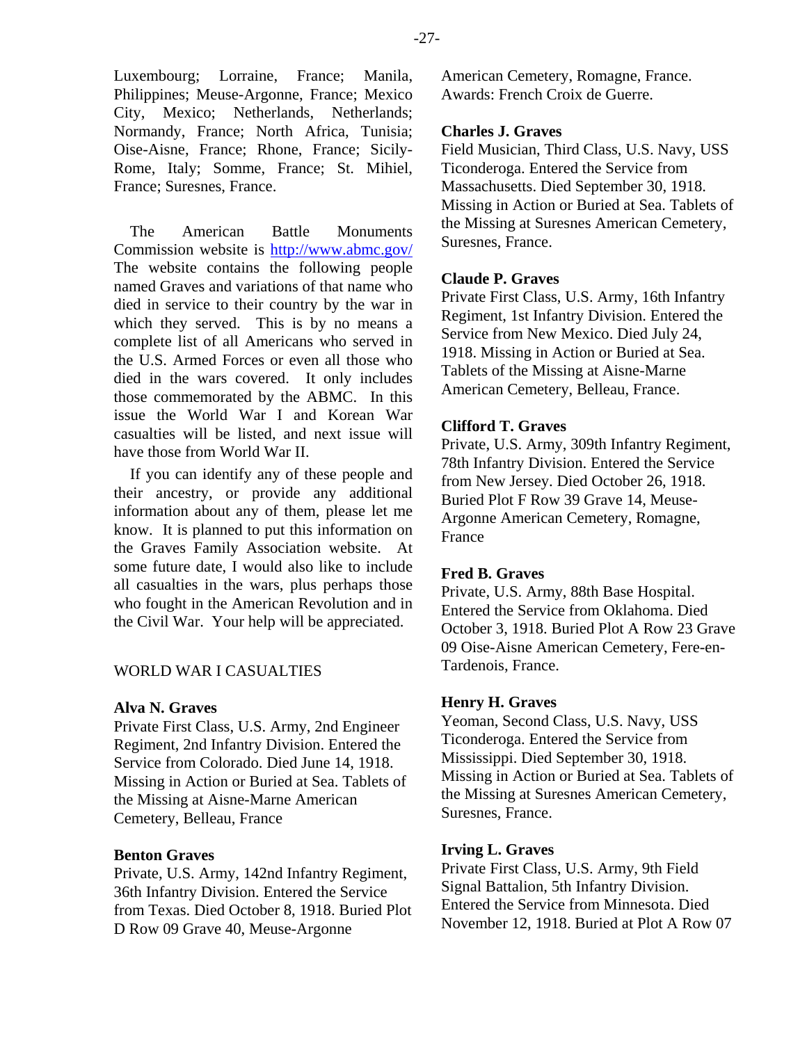Luxembourg; Lorraine, France; Manila, Philippines; Meuse-Argonne, France; Mexico City, Mexico; Netherlands, Netherlands; Normandy, France; North Africa, Tunisia; Oise-Aisne, France; Rhone, France; Sicily-Rome, Italy; Somme, France; St. Mihiel, France; Suresnes, France.

The American Battle Monuments Commission website is http://www.abmc.gov/ The website contains the following people named Graves and variations of that name who died in service to their country by the war in which they served. This is by no means a complete list of all Americans who served in the U.S. Armed Forces or even all those who died in the wars covered. It only includes those commemorated by the ABMC. In this issue the World War I and Korean War casualties will be listed, and next issue will have those from World War II.

If you can identify any of these people and their ancestry, or provide any additional information about any of them, please let me know. It is planned to put this information on the Graves Family Association website. At some future date, I would also like to include all casualties in the wars, plus perhaps those who fought in the American Revolution and in the Civil War. Your help will be appreciated.

WORLD WAR I CASUALTIES

**Alva N. Graves**
Private First Class, U.S. Army, 2nd Engineer Regiment, 2nd Infantry Division. Entered the Service from Colorado. Died June 14, 1918. Missing in Action or Buried at Sea. Tablets of the Missing at Aisne-Marne American Cemetery, Belleau, France

**Benton Graves**
Private, U.S. Army, 142nd Infantry Regiment, 36th Infantry Division. Entered the Service from Texas. Died October 8, 1918. Buried Plot D Row 09 Grave 40, Meuse-Argonne American Cemetery, Romagne, France. Awards: French Croix de Guerre.

**Charles J. Graves**
Field Musician, Third Class, U.S. Navy, USS Ticonderoga. Entered the Service from Massachusetts. Died September 30, 1918. Missing in Action or Buried at Sea. Tablets of the Missing at Suresnes American Cemetery, Suresnes, France.

**Claude P. Graves**
Private First Class, U.S. Army, 16th Infantry Regiment, 1st Infantry Division. Entered the Service from New Mexico. Died July 24, 1918. Missing in Action or Buried at Sea. Tablets of the Missing at Aisne-Marne American Cemetery, Belleau, France.

**Clifford T. Graves**
Private, U.S. Army, 309th Infantry Regiment, 78th Infantry Division. Entered the Service from New Jersey. Died October 26, 1918. Buried Plot F Row 39 Grave 14, Meuse-Argonne American Cemetery, Romagne, France

**Fred B. Graves**
Private, U.S. Army, 88th Base Hospital. Entered the Service from Oklahoma. Died October 3, 1918. Buried Plot A Row 23 Grave 09 Oise-Aisne American Cemetery, Fere-en-Tardenois, France.

**Henry H. Graves**
Yeoman, Second Class, U.S. Navy, USS Ticonderoga. Entered the Service from Mississippi. Died September 30, 1918. Missing in Action or Buried at Sea. Tablets of the Missing at Suresnes American Cemetery, Suresnes, France.

**Irving L. Graves**
Private First Class, U.S. Army, 9th Field Signal Battalion, 5th Infantry Division. Entered the Service from Minnesota. Died November 12, 1918. Buried at Plot A Row 07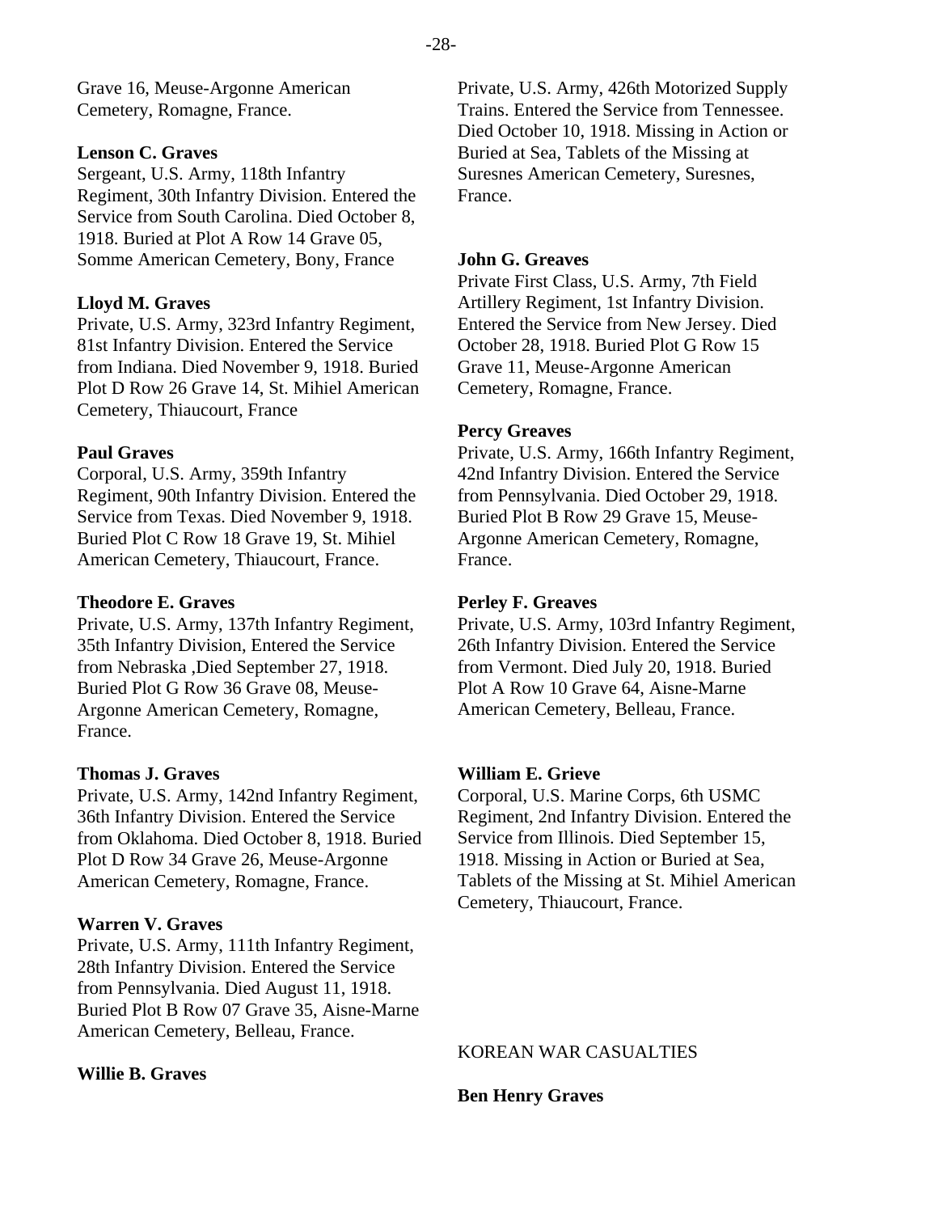Grave 16, Meuse-Argonne American Cemetery, Romagne, France.

**Lenson C. Graves**
Sergeant, U.S. Army, 118th Infantry Regiment, 30th Infantry Division. Entered the Service from South Carolina. Died October 8, 1918. Buried at Plot A Row 14 Grave 05, Somme American Cemetery, Bony, France

**Lloyd M. Graves**
Private, U.S. Army, 323rd Infantry Regiment, 81st Infantry Division. Entered the Service from Indiana. Died November 9, 1918. Buried Plot D Row 26 Grave 14, St. Mihiel American Cemetery, Thiaucourt, France

**Paul Graves**
Corporal, U.S. Army, 359th Infantry Regiment, 90th Infantry Division. Entered the Service from Texas. Died November 9, 1918. Buried Plot C Row 18 Grave 19, St. Mihiel American Cemetery, Thiaucourt, France.

**Theodore E. Graves**
Private, U.S. Army, 137th Infantry Regiment, 35th Infantry Division, Entered the Service from Nebraska ,Died September 27, 1918. Buried Plot G Row 36 Grave 08, Meuse-Argonne American Cemetery, Romagne, France.

**Thomas J. Graves**
Private, U.S. Army, 142nd Infantry Regiment, 36th Infantry Division. Entered the Service from Oklahoma. Died October 8, 1918. Buried Plot D Row 34 Grave 26, Meuse-Argonne American Cemetery, Romagne, France.

**Warren V. Graves**
Private, U.S. Army, 111th Infantry Regiment, 28th Infantry Division. Entered the Service from Pennsylvania. Died August 11, 1918. Buried Plot B Row 07 Grave 35, Aisne-Marne American Cemetery, Belleau, France.

**Willie B. Graves**
Private, U.S. Army, 426th Motorized Supply Trains. Entered the Service from Tennessee. Died October 10, 1918. Missing in Action or Buried at Sea, Tablets of the Missing at Suresnes American Cemetery, Suresnes, France.

**John G. Greaves**
Private First Class, U.S. Army, 7th Field Artillery Regiment, 1st Infantry Division. Entered the Service from New Jersey. Died October 28, 1918. Buried Plot G Row 15 Grave 11, Meuse-Argonne American Cemetery, Romagne, France.

**Percy Greaves**
Private, U.S. Army, 166th Infantry Regiment, 42nd Infantry Division. Entered the Service from Pennsylvania. Died October 29, 1918. Buried Plot B Row 29 Grave 15, Meuse-Argonne American Cemetery, Romagne, France.

**Perley F. Greaves**
Private, U.S. Army, 103rd Infantry Regiment, 26th Infantry Division. Entered the Service from Vermont. Died July 20, 1918. Buried Plot A Row 10 Grave 64, Aisne-Marne American Cemetery, Belleau, France.

**William E. Grieve**
Corporal, U.S. Marine Corps, 6th USMC Regiment, 2nd Infantry Division. Entered the Service from Illinois. Died September 15, 1918. Missing in Action or Buried at Sea, Tablets of the Missing at St. Mihiel American Cemetery, Thiaucourt, France.

KOREAN WAR CASUALTIES

**Ben Henry Graves**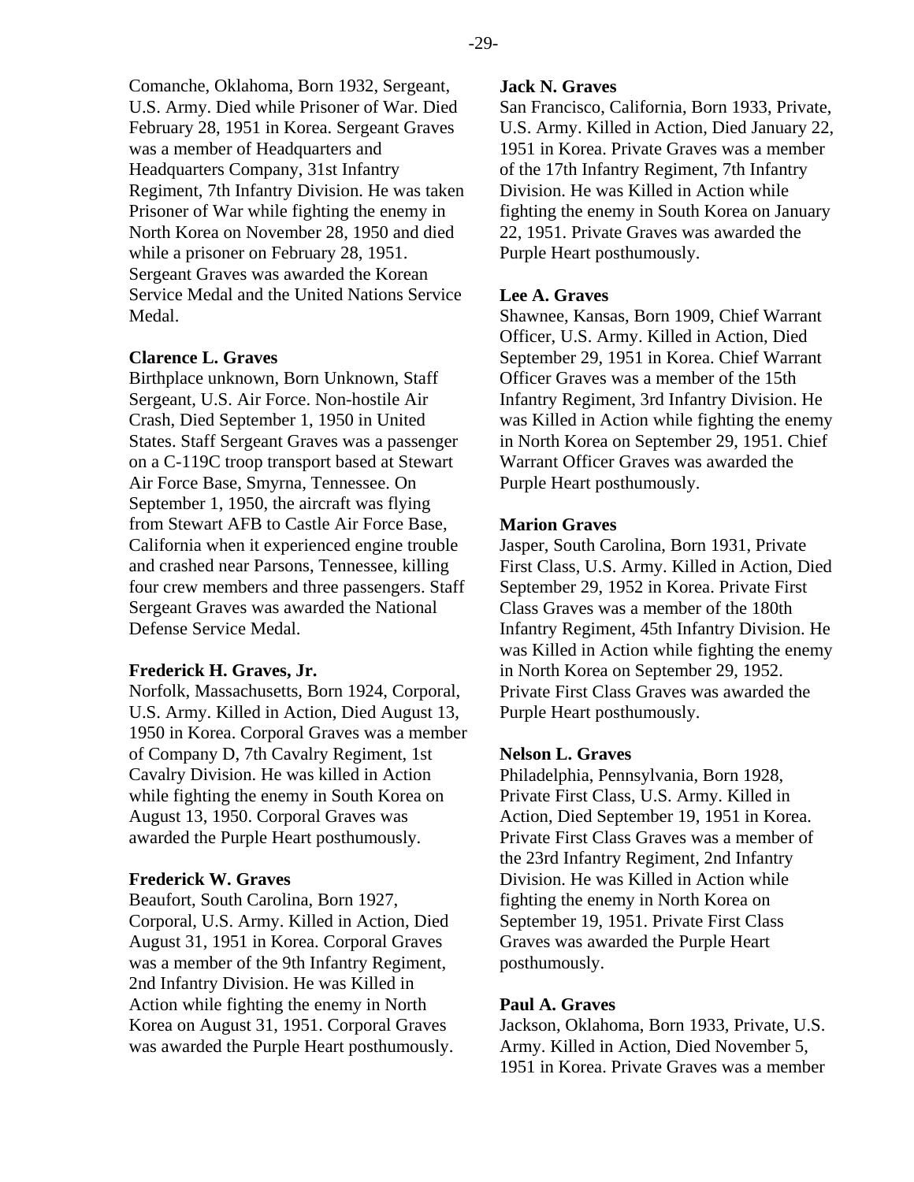Comanche, Oklahoma, Born 1932, Sergeant, U.S. Army. Died while Prisoner of War. Died February 28, 1951 in Korea. Sergeant Graves was a member of Headquarters and Headquarters Company, 31st Infantry Regiment, 7th Infantry Division. He was taken Prisoner of War while fighting the enemy in North Korea on November 28, 1950 and died while a prisoner on February 28, 1951. Sergeant Graves was awarded the Korean Service Medal and the United Nations Service Medal.

**Clarence L. Graves**
Birthplace unknown, Born Unknown, Staff Sergeant, U.S. Air Force. Non-hostile Air Crash, Died September 1, 1950 in United States. Staff Sergeant Graves was a passenger on a C-119C troop transport based at Stewart Air Force Base, Smyrna, Tennessee. On September 1, 1950, the aircraft was flying from Stewart AFB to Castle Air Force Base, California when it experienced engine trouble and crashed near Parsons, Tennessee, killing four crew members and three passengers. Staff Sergeant Graves was awarded the National Defense Service Medal.

**Frederick H. Graves, Jr.**
Norfolk, Massachusetts, Born 1924, Corporal, U.S. Army. Killed in Action, Died August 13, 1950 in Korea. Corporal Graves was a member of Company D, 7th Cavalry Regiment, 1st Cavalry Division. He was killed in Action while fighting the enemy in South Korea on August 13, 1950. Corporal Graves was awarded the Purple Heart posthumously.

**Frederick W. Graves**
Beaufort, South Carolina, Born 1927, Corporal, U.S. Army. Killed in Action, Died August 31, 1951 in Korea. Corporal Graves was a member of the 9th Infantry Regiment, 2nd Infantry Division. He was Killed in Action while fighting the enemy in North Korea on August 31, 1951. Corporal Graves was awarded the Purple Heart posthumously.

**Jack N. Graves**
San Francisco, California, Born 1933, Private, U.S. Army. Killed in Action, Died January 22, 1951 in Korea. Private Graves was a member of the 17th Infantry Regiment, 7th Infantry Division. He was Killed in Action while fighting the enemy in South Korea on January 22, 1951. Private Graves was awarded the Purple Heart posthumously.

**Lee A. Graves**
Shawnee, Kansas, Born 1909, Chief Warrant Officer, U.S. Army. Killed in Action, Died September 29, 1951 in Korea. Chief Warrant Officer Graves was a member of the 15th Infantry Regiment, 3rd Infantry Division. He was Killed in Action while fighting the enemy in North Korea on September 29, 1951. Chief Warrant Officer Graves was awarded the Purple Heart posthumously.

**Marion Graves**
Jasper, South Carolina, Born 1931, Private First Class, U.S. Army. Killed in Action, Died September 29, 1952 in Korea. Private First Class Graves was a member of the 180th Infantry Regiment, 45th Infantry Division. He was Killed in Action while fighting the enemy in North Korea on September 29, 1952. Private First Class Graves was awarded the Purple Heart posthumously.

**Nelson L. Graves**
Philadelphia, Pennsylvania, Born 1928, Private First Class, U.S. Army. Killed in Action, Died September 19, 1951 in Korea. Private First Class Graves was a member of the 23rd Infantry Regiment, 2nd Infantry Division. He was Killed in Action while fighting the enemy in North Korea on September 19, 1951. Private First Class Graves was awarded the Purple Heart posthumously.

**Paul A. Graves**
Jackson, Oklahoma, Born 1933, Private, U.S. Army. Killed in Action, Died November 5, 1951 in Korea. Private Graves was a member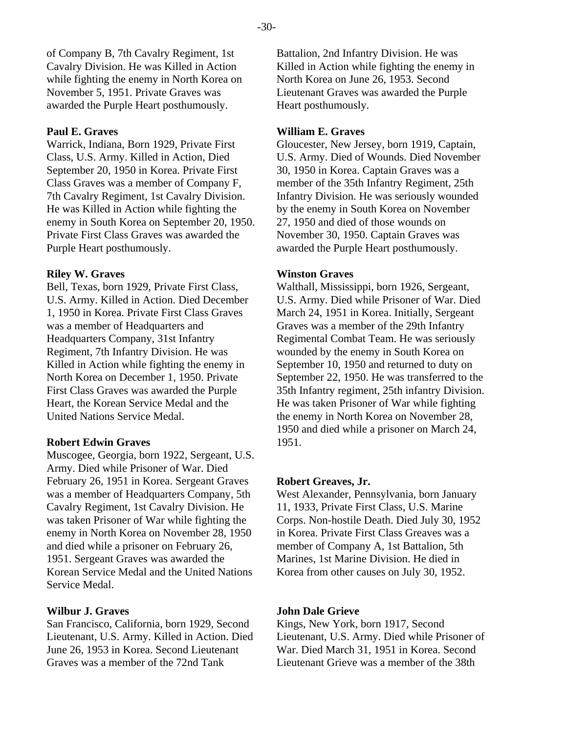of Company B, 7th Cavalry Regiment, 1st Cavalry Division. He was Killed in Action while fighting the enemy in North Korea on November 5, 1951. Private Graves was awarded the Purple Heart posthumously.

**Paul E. Graves**
Warrick, Indiana, Born 1929, Private First Class, U.S. Army. Killed in Action, Died September 20, 1950 in Korea. Private First Class Graves was a member of Company F, 7th Cavalry Regiment, 1st Cavalry Division. He was Killed in Action while fighting the enemy in South Korea on September 20, 1950. Private First Class Graves was awarded the Purple Heart posthumously.

**Riley W. Graves**
Bell, Texas, born 1929, Private First Class, U.S. Army. Killed in Action. Died December 1, 1950 in Korea. Private First Class Graves was a member of Headquarters and Headquarters Company, 31st Infantry Regiment, 7th Infantry Division. He was Killed in Action while fighting the enemy in North Korea on December 1, 1950. Private First Class Graves was awarded the Purple Heart, the Korean Service Medal and the United Nations Service Medal.

**Robert Edwin Graves**
Muscogee, Georgia, born 1922, Sergeant, U.S. Army. Died while Prisoner of War. Died February 26, 1951 in Korea. Sergeant Graves was a member of Headquarters Company, 5th Cavalry Regiment, 1st Cavalry Division. He was taken Prisoner of War while fighting the enemy in North Korea on November 28, 1950 and died while a prisoner on February 26, 1951. Sergeant Graves was awarded the Korean Service Medal and the United Nations Service Medal.

**Wilbur J. Graves**
San Francisco, California, born 1929, Second Lieutenant, U.S. Army. Killed in Action. Died June 26, 1953 in Korea. Second Lieutenant Graves was a member of the 72nd Tank Battalion, 2nd Infantry Division. He was Killed in Action while fighting the enemy in North Korea on June 26, 1953. Second Lieutenant Graves was awarded the Purple Heart posthumously.

**William E. Graves**
Gloucester, New Jersey, born 1919, Captain, U.S. Army. Died of Wounds. Died November 30, 1950 in Korea. Captain Graves was a member of the 35th Infantry Regiment, 25th Infantry Division. He was seriously wounded by the enemy in South Korea on November 27, 1950 and died of those wounds on November 30, 1950. Captain Graves was awarded the Purple Heart posthumously.

**Winston Graves**
Walthall, Mississippi, born 1926, Sergeant, U.S. Army. Died while Prisoner of War. Died March 24, 1951 in Korea. Initially, Sergeant Graves was a member of the 29th Infantry Regimental Combat Team. He was seriously wounded by the enemy in South Korea on September 10, 1950 and returned to duty on September 22, 1950. He was transferred to the 35th Infantry regiment, 25th infantry Division. He was taken Prisoner of War while fighting the enemy in North Korea on November 28, 1950 and died while a prisoner on March 24, 1951.

**Robert Greaves, Jr.**
West Alexander, Pennsylvania, born January 11, 1933, Private First Class, U.S. Marine Corps. Non-hostile Death. Died July 30, 1952 in Korea. Private First Class Greaves was a member of Company A, 1st Battalion, 5th Marines, 1st Marine Division. He died in Korea from other causes on July 30, 1952.

**John Dale Grieve**
Kings, New York, born 1917, Second Lieutenant, U.S. Army. Died while Prisoner of War. Died March 31, 1951 in Korea. Second Lieutenant Grieve was a member of the 38th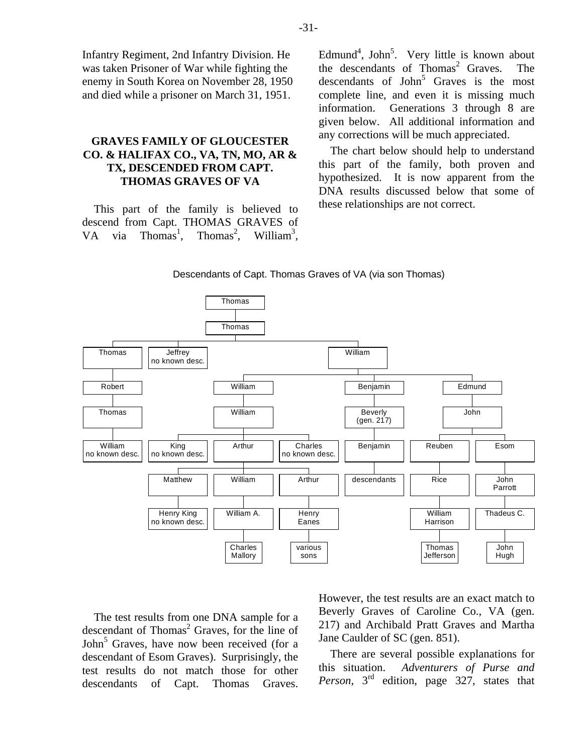Infantry Regiment, 2nd Infantry Division. He was taken Prisoner of War while fighting the enemy in South Korea on November 28, 1950 and died while a prisoner on March 31, 1951.

## GRAVES FAMILY OF GLOUCESTER CO. & HALIFAX CO., VA, TN, MO, AR & TX, DESCENDED FROM CAPT. THOMAS GRAVES OF VA

This part of the family is believed to descend from Capt. THOMAS GRAVES of VA via Thomas[1], Thomas[2], William[3], Edmund[4], John[5]. Very little is known about the descendants of Thomas[2] Graves. The descendants of John[5] Graves is the most complete line, and even it is missing much information. Generations 3 through 8 are given below. All additional information and any corrections will be much appreciated.

The chart below should help to understand this part of the family, both proven and hypothesized. It is now apparent from the DNA results discussed below that some of these relationships are not correct.

Descendants of Capt. Thomas Graves of VA (via son Thomas)

Thomas
Thomas
Thomas
Jeffrey no known desc.
William
Robert
William
Benjamin
Edmund
Thomas
William
Beverly (gen. 217)
John
William no known desc.
King no known desc.
Arthur
Charles no known desc.
Benjamin
Reuben
Esom
Matthew
William
Arthur
descendants
Rice
John Parrott
Henry King no known desc.
William A.
Henry Eanes
William Harrison
Thadeus C.
Charles Mallory
various sons
Thomas Jefferson
John Hugh

The test results from one DNA sample for a descendant of Thomas[2] Graves, for the line of John[5] Graves, have now been received (for a descendant of Esom Graves). Surprisingly, the test results do not match those for other descendants of Capt. Thomas Graves. However, the test results are an exact match to Beverly Graves of Caroline Co., VA (gen. 217) and Archibald Pratt Graves and Martha Jane Caulder of SC (gen. 851).

There are several possible explanations for this situation. *Adventurers of Purse and Person*, 3rd edition, page 327, states that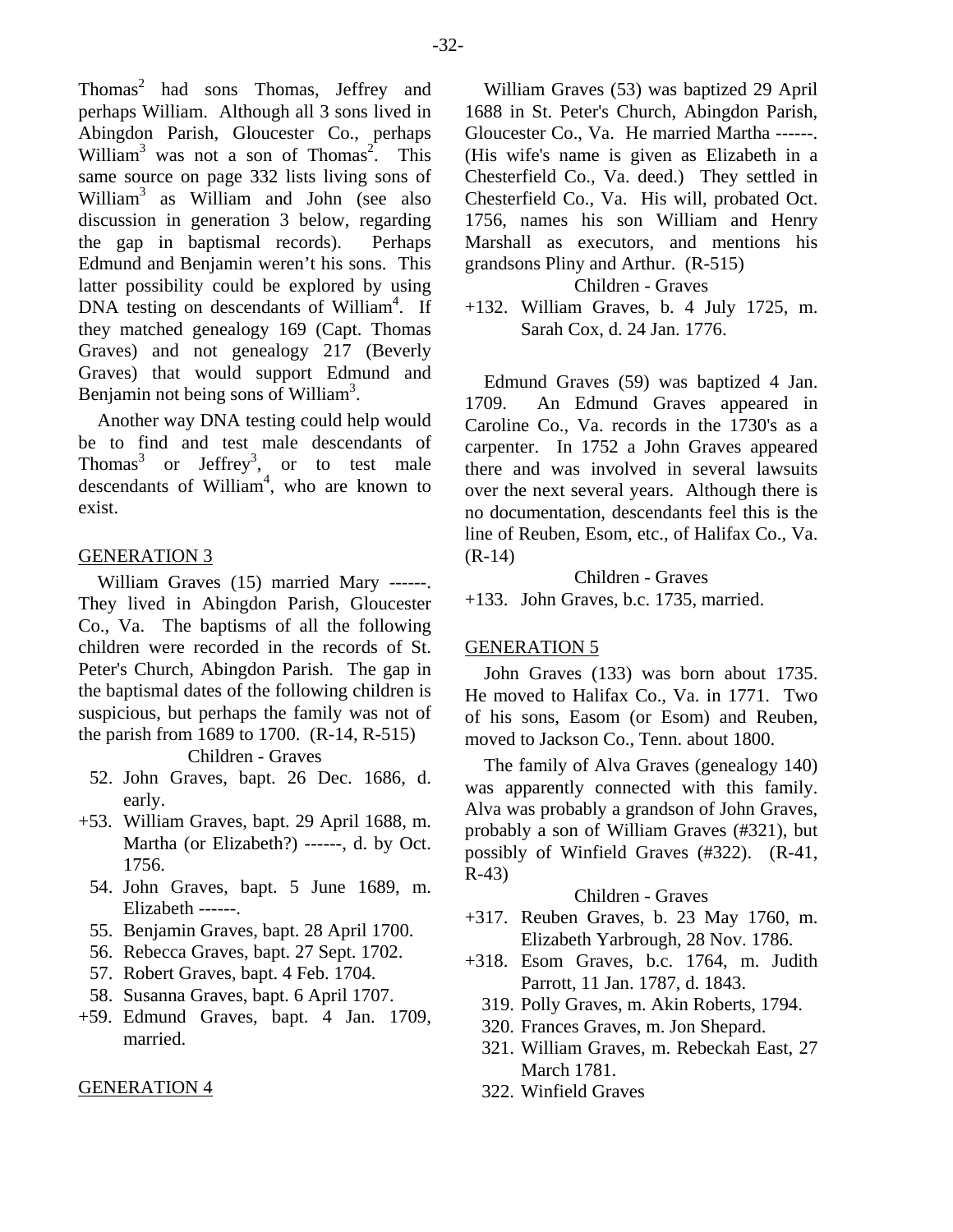Thomas[2] had sons Thomas, Jeffrey and perhaps William. Although all 3 sons lived in Abingdon Parish, Gloucester Co., perhaps William[3] was not a son of Thomas[2]. This same source on page 332 lists living sons of William[3] as William and John (see also discussion in generation 3 below, regarding the gap in baptismal records). Perhaps Edmund and Benjamin weren't his sons. This latter possibility could be explored by using DNA testing on descendants of William[4]. If they matched genealogy 169 (Capt. Thomas Graves) and not genealogy 217 (Beverly Graves) that would support Edmund and Benjamin not being sons of William[3].

Another way DNA testing could help would be to find and test male descendants of Thomas[3] or Jeffrey[3], or to test male descendants of William[4], who are known to exist.

## GENERATION 3

William Graves (15) married Mary ------. They lived in Abingdon Parish, Gloucester Co., Va. The baptisms of all the following children were recorded in the records of St. Peter's Church, Abingdon Parish. The gap in the baptismal dates of the following children is suspicious, but perhaps the family was not of the parish from 1689 to 1700. (R-14, R-515)

Children - Graves

- 52. John Graves, bapt. 26 Dec. 1686, d. early.
- +53. William Graves, bapt. 29 April 1688, m. Martha (or Elizabeth?) ------, d. by Oct. 1756.
- 54. John Graves, bapt. 5 June 1689, m. Elizabeth ------.
- 55. Benjamin Graves, bapt. 28 April 1700.
- 56. Rebecca Graves, bapt. 27 Sept. 1702.
- 57. Robert Graves, bapt. 4 Feb. 1704.
- 58. Susanna Graves, bapt. 6 April 1707.
- +59. Edmund Graves, bapt. 4 Jan. 1709, married.

## GENERATION 4

William Graves (53) was baptized 29 April 1688 in St. Peter's Church, Abingdon Parish, Gloucester Co., Va. He married Martha ------. (His wife's name is given as Elizabeth in a Chesterfield Co., Va. deed.) They settled in Chesterfield Co., Va. His will, probated Oct. 1756, names his son William and Henry Marshall as executors, and mentions his grandsons Pliny and Arthur. (R-515)

Children - Graves

- +132. William Graves, b. 4 July 1725, m. Sarah Cox, d. 24 Jan. 1776.

Edmund Graves (59) was baptized 4 Jan. 1709. An Edmund Graves appeared in Caroline Co., Va. records in the 1730's as a carpenter. In 1752 a John Graves appeared there and was involved in several lawsuits over the next several years. Although there is no documentation, descendants feel this is the line of Reuben, Esom, etc., of Halifax Co., Va. (R-14)

Children - Graves

- +133. John Graves, b.c. 1735, married.

## GENERATION 5

John Graves (133) was born about 1735. He moved to Halifax Co., Va. in 1771. Two of his sons, Easom (or Esom) and Reuben, moved to Jackson Co., Tenn. about 1800.

The family of Alva Graves (genealogy 140) was apparently connected with this family. Alva was probably a grandson of John Graves, probably a son of William Graves (#321), but possibly of Winfield Graves (#322). (R-41, R-43)

Children - Graves

- +317. Reuben Graves, b. 23 May 1760, m. Elizabeth Yarbrough, 28 Nov. 1786.
- +318. Esom Graves, b.c. 1764, m. Judith Parrott, 11 Jan. 1787, d. 1843.
- 319. Polly Graves, m. Akin Roberts, 1794.
- 320. Frances Graves, m. Jon Shepard.
- 321. William Graves, m. Rebeckah East, 27 March 1781.
- 322. Winfield Graves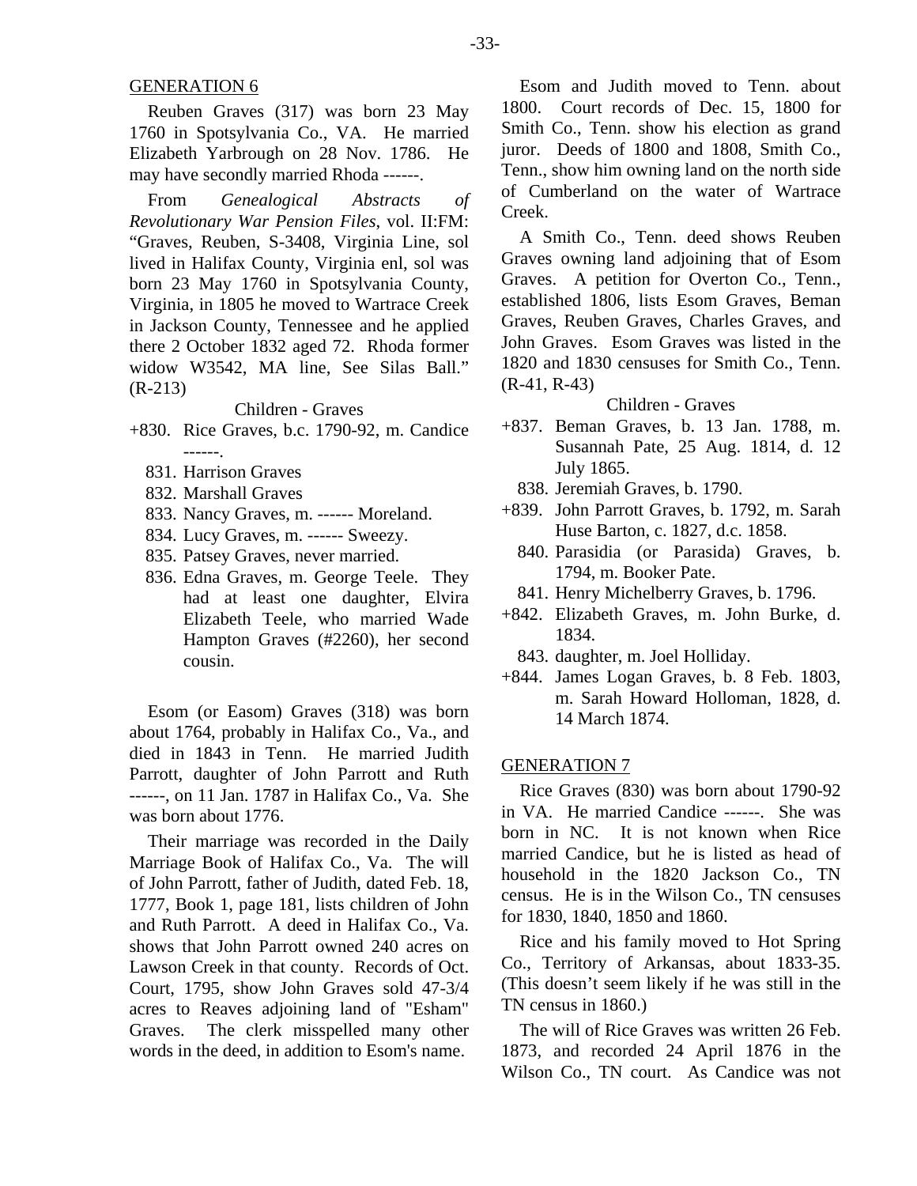## GENERATION 6

Reuben Graves (317) was born 23 May 1760 in Spotsylvania Co., VA. He married Elizabeth Yarbrough on 28 Nov. 1786. He may have secondly married Rhoda ------.

From *Genealogical Abstracts of Revolutionary War Pension Files*, vol. II:FM: "Graves, Reuben, S-3408, Virginia Line, sol lived in Halifax County, Virginia enl, sol was born 23 May 1760 in Spotsylvania County, Virginia, in 1805 he moved to Wartrace Creek in Jackson County, Tennessee and he applied there 2 October 1832 aged 72. Rhoda former widow W3542, MA line, See Silas Ball." (R-213)

Children - Graves

+830. Rice Graves, b.c. 1790-92, m. Candice ------.
 831. Harrison Graves
 832. Marshall Graves
 833. Nancy Graves, m. ------ Moreland.
 834. Lucy Graves, m. ------ Sweezy.
 835. Patsey Graves, never married.
 836. Edna Graves, m. George Teele. They had at least one daughter, Elvira Elizabeth Teele, who married Wade Hampton Graves (#2260), her second cousin.

Esom (or Easom) Graves (318) was born about 1764, probably in Halifax Co., Va., and died in 1843 in Tenn. He married Judith Parrott, daughter of John Parrott and Ruth ------, on 11 Jan. 1787 in Halifax Co., Va. She was born about 1776.

Their marriage was recorded in the Daily Marriage Book of Halifax Co., Va. The will of John Parrott, father of Judith, dated Feb. 18, 1777, Book 1, page 181, lists children of John and Ruth Parrott. A deed in Halifax Co., Va. shows that John Parrott owned 240 acres on Lawson Creek in that county. Records of Oct. Court, 1795, show John Graves sold 47-3/4 acres to Reaves adjoining land of "Esham" Graves. The clerk misspelled many other words in the deed, in addition to Esom's name.

Esom and Judith moved to Tenn. about 1800. Court records of Dec. 15, 1800 for Smith Co., Tenn. show his election as grand juror. Deeds of 1800 and 1808, Smith Co., Tenn., show him owning land on the north side of Cumberland on the water of Wartrace Creek.

A Smith Co., Tenn. deed shows Reuben Graves owning land adjoining that of Esom Graves. A petition for Overton Co., Tenn., established 1806, lists Esom Graves, Beman Graves, Reuben Graves, Charles Graves, and John Graves. Esom Graves was listed in the 1820 and 1830 censuses for Smith Co., Tenn. (R-41, R-43)

Children - Graves

+837. Beman Graves, b. 13 Jan. 1788, m. Susannah Pate, 25 Aug. 1814, d. 12 July 1865.
 838. Jeremiah Graves, b. 1790.
+839. John Parrott Graves, b. 1792, m. Sarah Huse Barton, c. 1827, d.c. 1858.
 840. Parasidia (or Parasida) Graves, b. 1794, m. Booker Pate.
 841. Henry Michelberry Graves, b. 1796.
+842. Elizabeth Graves, m. John Burke, d. 1834.
 843. daughter, m. Joel Holliday.
+844. James Logan Graves, b. 8 Feb. 1803, m. Sarah Howard Holloman, 1828, d. 14 March 1874.

## GENERATION 7

Rice Graves (830) was born about 1790-92 in VA. He married Candice ------. She was born in NC. It is not known when Rice married Candice, but he is listed as head of household in the 1820 Jackson Co., TN census. He is in the Wilson Co., TN censuses for 1830, 1840, 1850 and 1860.

Rice and his family moved to Hot Spring Co., Territory of Arkansas, about 1833-35. (This doesn't seem likely if he was still in the TN census in 1860.)

The will of Rice Graves was written 26 Feb. 1873, and recorded 24 April 1876 in the Wilson Co., TN court. As Candice was not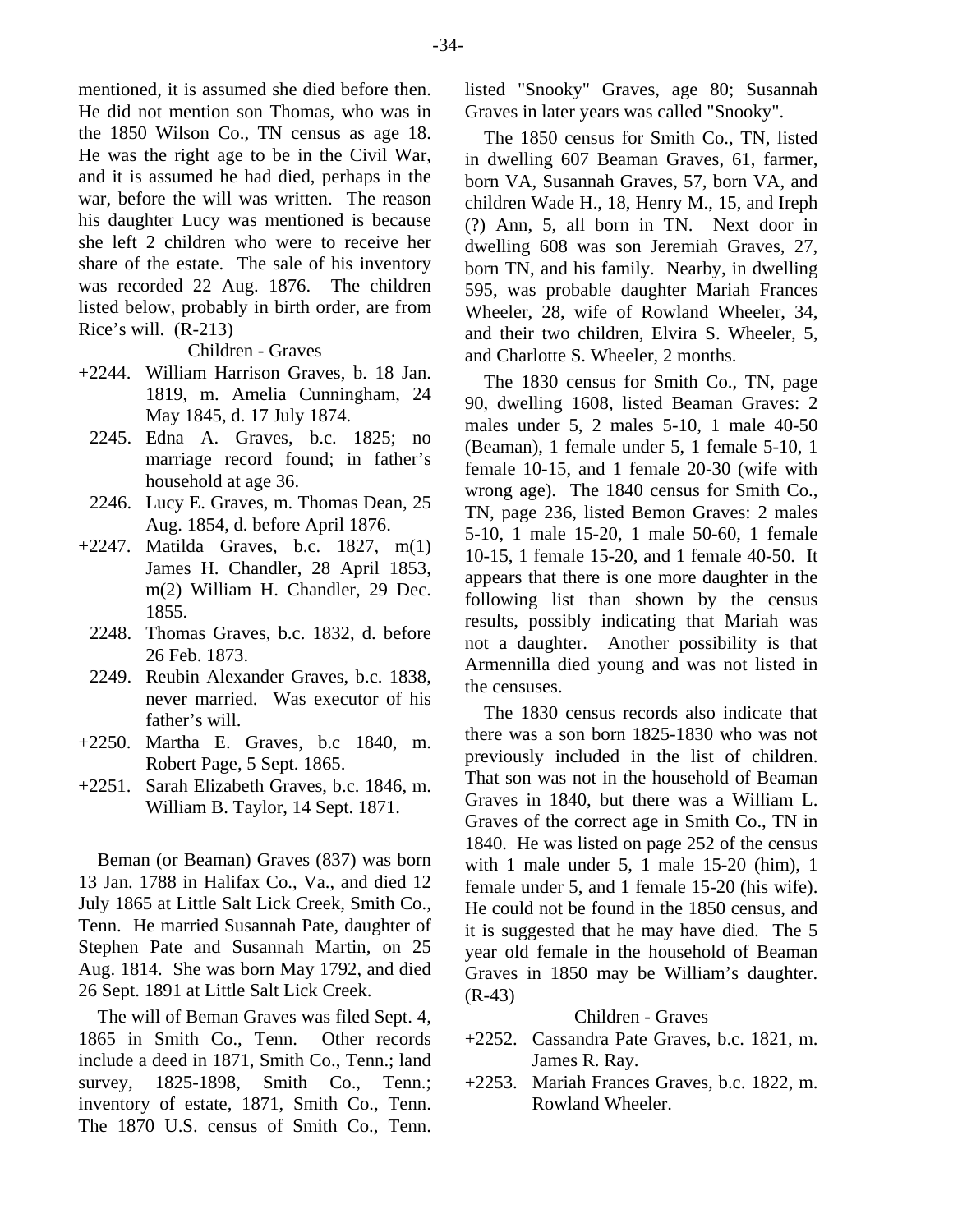mentioned, it is assumed she died before then. He did not mention son Thomas, who was in the 1850 Wilson Co., TN census as age 18. He was the right age to be in the Civil War, and it is assumed he had died, perhaps in the war, before the will was written. The reason his daughter Lucy was mentioned is because she left 2 children who were to receive her share of the estate. The sale of his inventory was recorded 22 Aug. 1876. The children listed below, probably in birth order, are from Rice's will. (R-213)

Children - Graves

+2244. William Harrison Graves, b. 18 Jan. 1819, m. Amelia Cunningham, 24 May 1845, d. 17 July 1874.

2245. Edna A. Graves, b.c. 1825; no marriage record found; in father's household at age 36.

2246. Lucy E. Graves, m. Thomas Dean, 25 Aug. 1854, d. before April 1876.

+2247. Matilda Graves, b.c. 1827, m(1) James H. Chandler, 28 April 1853, m(2) William H. Chandler, 29 Dec. 1855.

2248. Thomas Graves, b.c. 1832, d. before 26 Feb. 1873.

2249. Reubin Alexander Graves, b.c. 1838, never married. Was executor of his father's will.

+2250. Martha E. Graves, b.c 1840, m. Robert Page, 5 Sept. 1865.

+2251. Sarah Elizabeth Graves, b.c. 1846, m. William B. Taylor, 14 Sept. 1871.

Beman (or Beaman) Graves (837) was born 13 Jan. 1788 in Halifax Co., Va., and died 12 July 1865 at Little Salt Lick Creek, Smith Co., Tenn. He married Susannah Pate, daughter of Stephen Pate and Susannah Martin, on 25 Aug. 1814. She was born May 1792, and died 26 Sept. 1891 at Little Salt Lick Creek.

The will of Beman Graves was filed Sept. 4, 1865 in Smith Co., Tenn. Other records include a deed in 1871, Smith Co., Tenn.; land survey, 1825-1898, Smith Co., Tenn.; inventory of estate, 1871, Smith Co., Tenn. The 1870 U.S. census of Smith Co., Tenn. listed "Snooky" Graves, age 80; Susannah Graves in later years was called "Snooky".

The 1850 census for Smith Co., TN, listed in dwelling 607 Beaman Graves, 61, farmer, born VA, Susannah Graves, 57, born VA, and children Wade H., 18, Henry M., 15, and Ireph (?) Ann, 5, all born in TN. Next door in dwelling 608 was son Jeremiah Graves, 27, born TN, and his family. Nearby, in dwelling 595, was probable daughter Mariah Frances Wheeler, 28, wife of Rowland Wheeler, 34, and their two children, Elvira S. Wheeler, 5, and Charlotte S. Wheeler, 2 months.

The 1830 census for Smith Co., TN, page 90, dwelling 1608, listed Beaman Graves: 2 males under 5, 2 males 5-10, 1 male 40-50 (Beaman), 1 female under 5, 1 female 5-10, 1 female 10-15, and 1 female 20-30 (wife with wrong age). The 1840 census for Smith Co., TN, page 236, listed Bemon Graves: 2 males 5-10, 1 male 15-20, 1 male 50-60, 1 female 10-15, 1 female 15-20, and 1 female 40-50. It appears that there is one more daughter in the following list than shown by the census results, possibly indicating that Mariah was not a daughter. Another possibility is that Armennilla died young and was not listed in the censuses.

The 1830 census records also indicate that there was a son born 1825-1830 who was not previously included in the list of children. That son was not in the household of Beaman Graves in 1840, but there was a William L. Graves of the correct age in Smith Co., TN in 1840. He was listed on page 252 of the census with 1 male under 5, 1 male 15-20 (him), 1 female under 5, and 1 female 15-20 (his wife). He could not be found in the 1850 census, and it is suggested that he may have died. The 5 year old female in the household of Beaman Graves in 1850 may be William's daughter. (R-43)

Children - Graves

+2252. Cassandra Pate Graves, b.c. 1821, m. James R. Ray.

+2253. Mariah Frances Graves, b.c. 1822, m. Rowland Wheeler.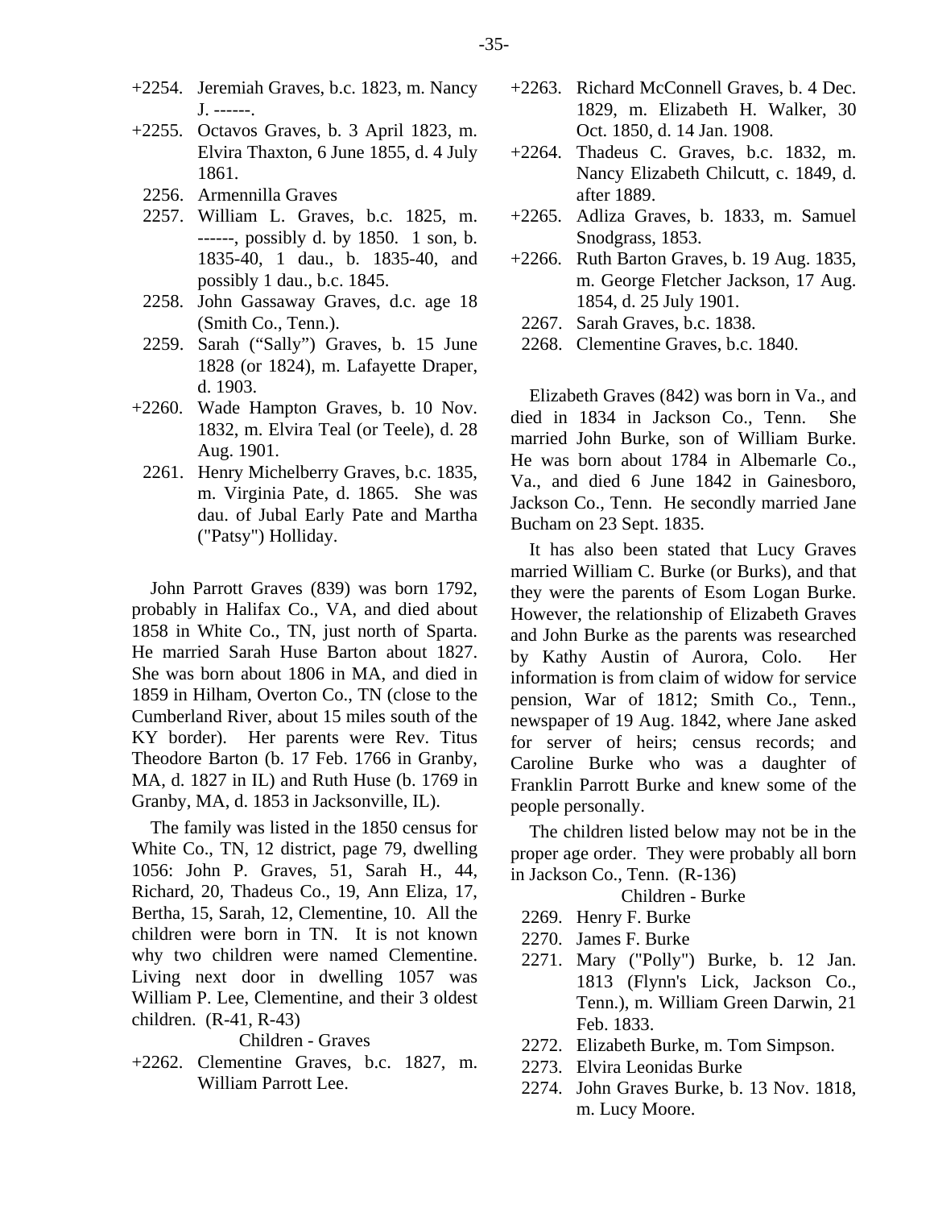+2254. Jeremiah Graves, b.c. 1823, m. Nancy J. ------.

+2255. Octavos Graves, b. 3 April 1823, m. Elvira Thaxton, 6 June 1855, d. 4 July 1861.

2256. Armennilla Graves

2257. William L. Graves, b.c. 1825, m. ------, possibly d. by 1850. 1 son, b. 1835-40, 1 dau., b. 1835-40, and possibly 1 dau., b.c. 1845.

2258. John Gassaway Graves, d.c. age 18 (Smith Co., Tenn.).

2259. Sarah ("Sally") Graves, b. 15 June 1828 (or 1824), m. Lafayette Draper, d. 1903.

+2260. Wade Hampton Graves, b. 10 Nov. 1832, m. Elvira Teal (or Teele), d. 28 Aug. 1901.

2261. Henry Michelberry Graves, b.c. 1835, m. Virginia Pate, d. 1865. She was dau. of Jubal Early Pate and Martha ("Patsy") Holliday.

John Parrott Graves (839) was born 1792, probably in Halifax Co., VA, and died about 1858 in White Co., TN, just north of Sparta. He married Sarah Huse Barton about 1827. She was born about 1806 in MA, and died in 1859 in Hilham, Overton Co., TN (close to the Cumberland River, about 15 miles south of the KY border). Her parents were Rev. Titus Theodore Barton (b. 17 Feb. 1766 in Granby, MA, d. 1827 in IL) and Ruth Huse (b. 1769 in Granby, MA, d. 1853 in Jacksonville, IL).

The family was listed in the 1850 census for White Co., TN, 12 district, page 79, dwelling 1056: John P. Graves, 51, Sarah H., 44, Richard, 20, Thadeus Co., 19, Ann Eliza, 17, Bertha, 15, Sarah, 12, Clementine, 10. All the children were born in TN. It is not known why two children were named Clementine. Living next door in dwelling 1057 was William P. Lee, Clementine, and their 3 oldest children. (R-41, R-43)

Children - Graves

+2262. Clementine Graves, b.c. 1827, m. William Parrott Lee.

+2263. Richard McConnell Graves, b. 4 Dec. 1829, m. Elizabeth H. Walker, 30 Oct. 1850, d. 14 Jan. 1908.

+2264. Thadeus C. Graves, b.c. 1832, m. Nancy Elizabeth Chilcutt, c. 1849, d. after 1889.

+2265. Adliza Graves, b. 1833, m. Samuel Snodgrass, 1853.

+2266. Ruth Barton Graves, b. 19 Aug. 1835, m. George Fletcher Jackson, 17 Aug. 1854, d. 25 July 1901.

2267. Sarah Graves, b.c. 1838.

2268. Clementine Graves, b.c. 1840.

Elizabeth Graves (842) was born in Va., and died in 1834 in Jackson Co., Tenn. She married John Burke, son of William Burke. He was born about 1784 in Albemarle Co., Va., and died 6 June 1842 in Gainesboro, Jackson Co., Tenn. He secondly married Jane Bucham on 23 Sept. 1835.

It has also been stated that Lucy Graves married William C. Burke (or Burks), and that they were the parents of Esom Logan Burke. However, the relationship of Elizabeth Graves and John Burke as the parents was researched by Kathy Austin of Aurora, Colo. Her information is from claim of widow for service pension, War of 1812; Smith Co., Tenn., newspaper of 19 Aug. 1842, where Jane asked for server of heirs; census records; and Caroline Burke who was a daughter of Franklin Parrott Burke and knew some of the people personally.

The children listed below may not be in the proper age order. They were probably all born in Jackson Co., Tenn. (R-136)

Children - Burke

2269. Henry F. Burke

2270. James F. Burke

2271. Mary ("Polly") Burke, b. 12 Jan. 1813 (Flynn's Lick, Jackson Co., Tenn.), m. William Green Darwin, 21 Feb. 1833.

2272. Elizabeth Burke, m. Tom Simpson.

2273. Elvira Leonidas Burke

2274. John Graves Burke, b. 13 Nov. 1818, m. Lucy Moore.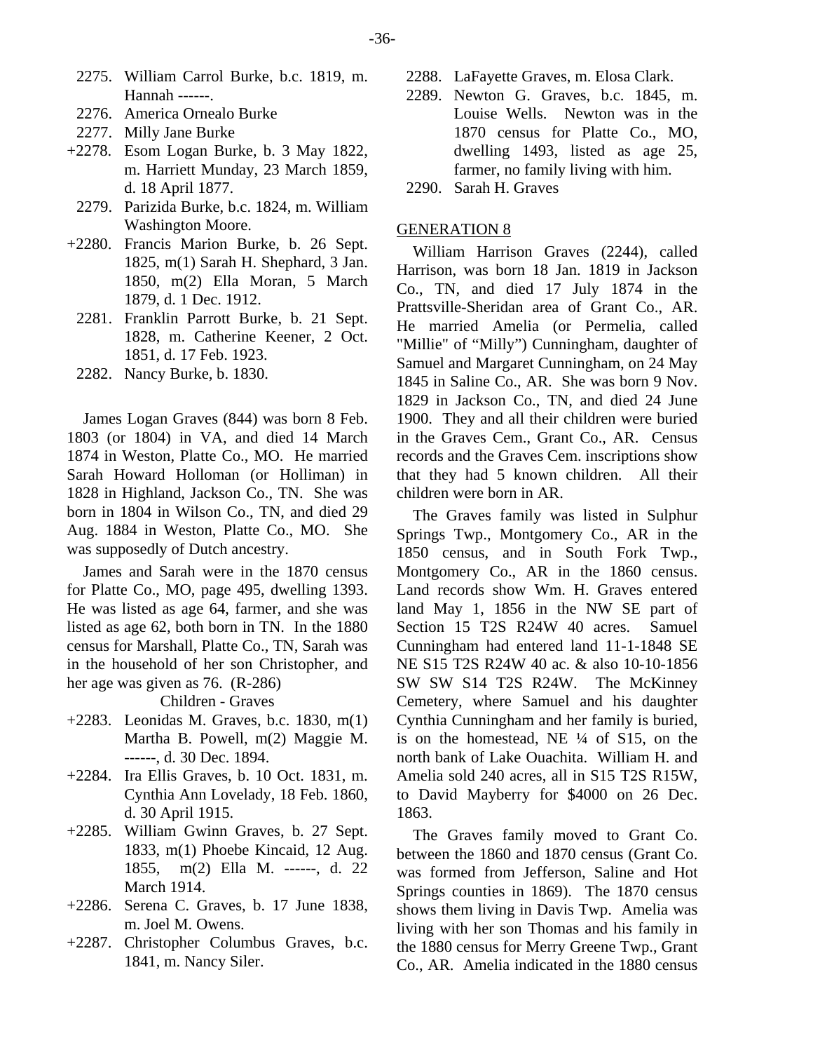2275. William Carrol Burke, b.c. 1819, m. Hannah ------.
2276. America Ornealo Burke
2277. Milly Jane Burke
+2278. Esom Logan Burke, b. 3 May 1822, m. Harriett Munday, 23 March 1859, d. 18 April 1877.
2279. Parizida Burke, b.c. 1824, m. William Washington Moore.
+2280. Francis Marion Burke, b. 26 Sept. 1825, m(1) Sarah H. Shephard, 3 Jan. 1850, m(2) Ella Moran, 5 March 1879, d. 1 Dec. 1912.
2281. Franklin Parrott Burke, b. 21 Sept. 1828, m. Catherine Keener, 2 Oct. 1851, d. 17 Feb. 1923.
2282. Nancy Burke, b. 1830.

James Logan Graves (844) was born 8 Feb. 1803 (or 1804) in VA, and died 14 March 1874 in Weston, Platte Co., MO. He married Sarah Howard Holloman (or Holliman) in 1828 in Highland, Jackson Co., TN. She was born in 1804 in Wilson Co., TN, and died 29 Aug. 1884 in Weston, Platte Co., MO. She was supposedly of Dutch ancestry.

James and Sarah were in the 1870 census for Platte Co., MO, page 495, dwelling 1393. He was listed as age 64, farmer, and she was listed as age 62, both born in TN. In the 1880 census for Marshall, Platte Co., TN, Sarah was in the household of her son Christopher, and her age was given as 76. (R-286)

Children - Graves

+2283. Leonidas M. Graves, b.c. 1830, m(1) Martha B. Powell, m(2) Maggie M. ------, d. 30 Dec. 1894.
+2284. Ira Ellis Graves, b. 10 Oct. 1831, m. Cynthia Ann Lovelady, 18 Feb. 1860, d. 30 April 1915.
+2285. William Gwinn Graves, b. 27 Sept. 1833, m(1) Phoebe Kincaid, 12 Aug. 1855, m(2) Ella M. ------, d. 22 March 1914.
+2286. Serena C. Graves, b. 17 June 1838, m. Joel M. Owens.
+2287. Christopher Columbus Graves, b.c. 1841, m. Nancy Siler.
2288. LaFayette Graves, m. Elosa Clark.
2289. Newton G. Graves, b.c. 1845, m. Louise Wells. Newton was in the 1870 census for Platte Co., MO, dwelling 1493, listed as age 25, farmer, no family living with him.
2290. Sarah H. Graves

## GENERATION 8

William Harrison Graves (2244), called Harrison, was born 18 Jan. 1819 in Jackson Co., TN, and died 17 July 1874 in the Prattsville-Sheridan area of Grant Co., AR. He married Amelia (or Permelia, called "Millie" of "Milly") Cunningham, daughter of Samuel and Margaret Cunningham, on 24 May 1845 in Saline Co., AR. She was born 9 Nov. 1829 in Jackson Co., TN, and died 24 June 1900. They and all their children were buried in the Graves Cem., Grant Co., AR. Census records and the Graves Cem. inscriptions show that they had 5 known children. All their children were born in AR.

The Graves family was listed in Sulphur Springs Twp., Montgomery Co., AR in the 1850 census, and in South Fork Twp., Montgomery Co., AR in the 1860 census. Land records show Wm. H. Graves entered land May 1, 1856 in the NW SE part of Section 15 T2S R24W 40 acres. Samuel Cunningham had entered land 11-1-1848 SE NE S15 T2S R24W 40 ac. & also 10-10-1856 SW SW S14 T2S R24W. The McKinney Cemetery, where Samuel and his daughter Cynthia Cunningham and her family is buried, is on the homestead, NE ¼ of S15, on the north bank of Lake Ouachita. William H. and Amelia sold 240 acres, all in S15 T2S R15W, to David Mayberry for $4000 on 26 Dec. 1863.

The Graves family moved to Grant Co. between the 1860 and 1870 census (Grant Co. was formed from Jefferson, Saline and Hot Springs counties in 1869). The 1870 census shows them living in Davis Twp. Amelia was living with her son Thomas and his family in the 1880 census for Merry Greene Twp., Grant Co., AR. Amelia indicated in the 1880 census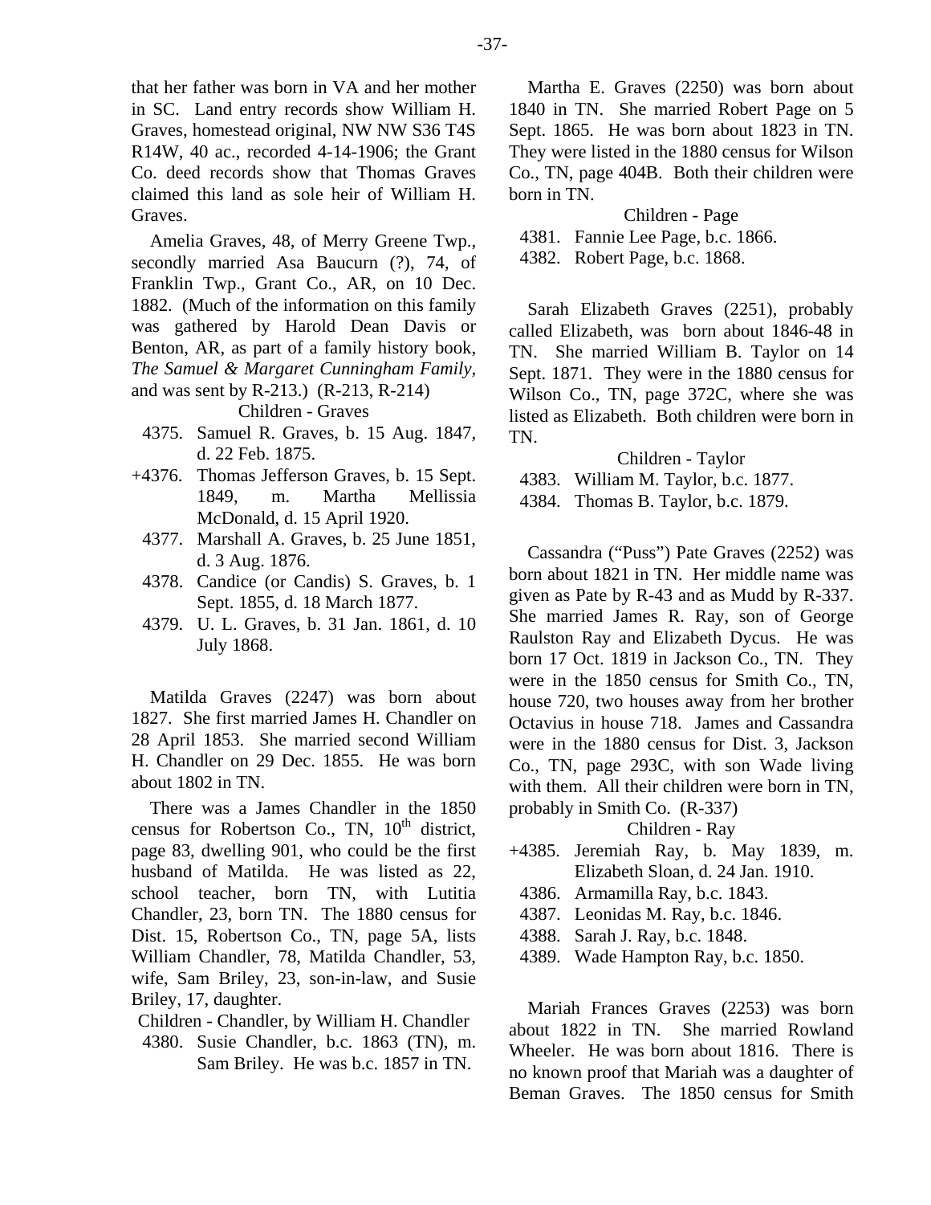that her father was born in VA and her mother in SC. Land entry records show William H. Graves, homestead original, NW NW S36 T4S R14W, 40 ac., recorded 4-14-1906; the Grant Co. deed records show that Thomas Graves claimed this land as sole heir of William H. Graves.

Amelia Graves, 48, of Merry Greene Twp., secondly married Asa Baucurn (?), 74, of Franklin Twp., Grant Co., AR, on 10 Dec. 1882. (Much of the information on this family was gathered by Harold Dean Davis or Benton, AR, as part of a family history book, *The Samuel & Margaret Cunningham Family*, and was sent by R-213.) (R-213, R-214)

Children - Graves

- 4375. Samuel R. Graves, b. 15 Aug. 1847, d. 22 Feb. 1875.
- +4376. Thomas Jefferson Graves, b. 15 Sept. 1849, m. Martha Mellissia McDonald, d. 15 April 1920.
- 4377. Marshall A. Graves, b. 25 June 1851, d. 3 Aug. 1876.
- 4378. Candice (or Candis) S. Graves, b. 1 Sept. 1855, d. 18 March 1877.
- 4379. U. L. Graves, b. 31 Jan. 1861, d. 10 July 1868.

Matilda Graves (2247) was born about 1827. She first married James H. Chandler on 28 April 1853. She married second William H. Chandler on 29 Dec. 1855. He was born about 1802 in TN.

There was a James Chandler in the 1850 census for Robertson Co., TN, 10th district, page 83, dwelling 901, who could be the first husband of Matilda. He was listed as 22, school teacher, born TN, with Lutitia Chandler, 23, born TN. The 1880 census for Dist. 15, Robertson Co., TN, page 5A, lists William Chandler, 78, Matilda Chandler, 53, wife, Sam Briley, 23, son-in-law, and Susie Briley, 17, daughter.

Children - Chandler, by William H. Chandler

- 4380. Susie Chandler, b.c. 1863 (TN), m. Sam Briley. He was b.c. 1857 in TN.

Martha E. Graves (2250) was born about 1840 in TN. She married Robert Page on 5 Sept. 1865. He was born about 1823 in TN. They were listed in the 1880 census for Wilson Co., TN, page 404B. Both their children were born in TN.

Children - Page

- 4381. Fannie Lee Page, b.c. 1866.
- 4382. Robert Page, b.c. 1868.

Sarah Elizabeth Graves (2251), probably called Elizabeth, was born about 1846-48 in TN. She married William B. Taylor on 14 Sept. 1871. They were in the 1880 census for Wilson Co., TN, page 372C, where she was listed as Elizabeth. Both children were born in TN.

Children - Taylor

- 4383. William M. Taylor, b.c. 1877.
- 4384. Thomas B. Taylor, b.c. 1879.

Cassandra ("Puss") Pate Graves (2252) was born about 1821 in TN. Her middle name was given as Pate by R-43 and as Mudd by R-337. She married James R. Ray, son of George Raulston Ray and Elizabeth Dycus. He was born 17 Oct. 1819 in Jackson Co., TN. They were in the 1850 census for Smith Co., TN, house 720, two houses away from her brother Octavius in house 718. James and Cassandra were in the 1880 census for Dist. 3, Jackson Co., TN, page 293C, with son Wade living with them. All their children were born in TN, probably in Smith Co. (R-337)

Children - Ray

- +4385. Jeremiah Ray, b. May 1839, m. Elizabeth Sloan, d. 24 Jan. 1910.
- 4386. Armamilla Ray, b.c. 1843.
- 4387. Leonidas M. Ray, b.c. 1846.
- 4388. Sarah J. Ray, b.c. 1848.
- 4389. Wade Hampton Ray, b.c. 1850.

Mariah Frances Graves (2253) was born about 1822 in TN. She married Rowland Wheeler. He was born about 1816. There is no known proof that Mariah was a daughter of Beman Graves. The 1850 census for Smith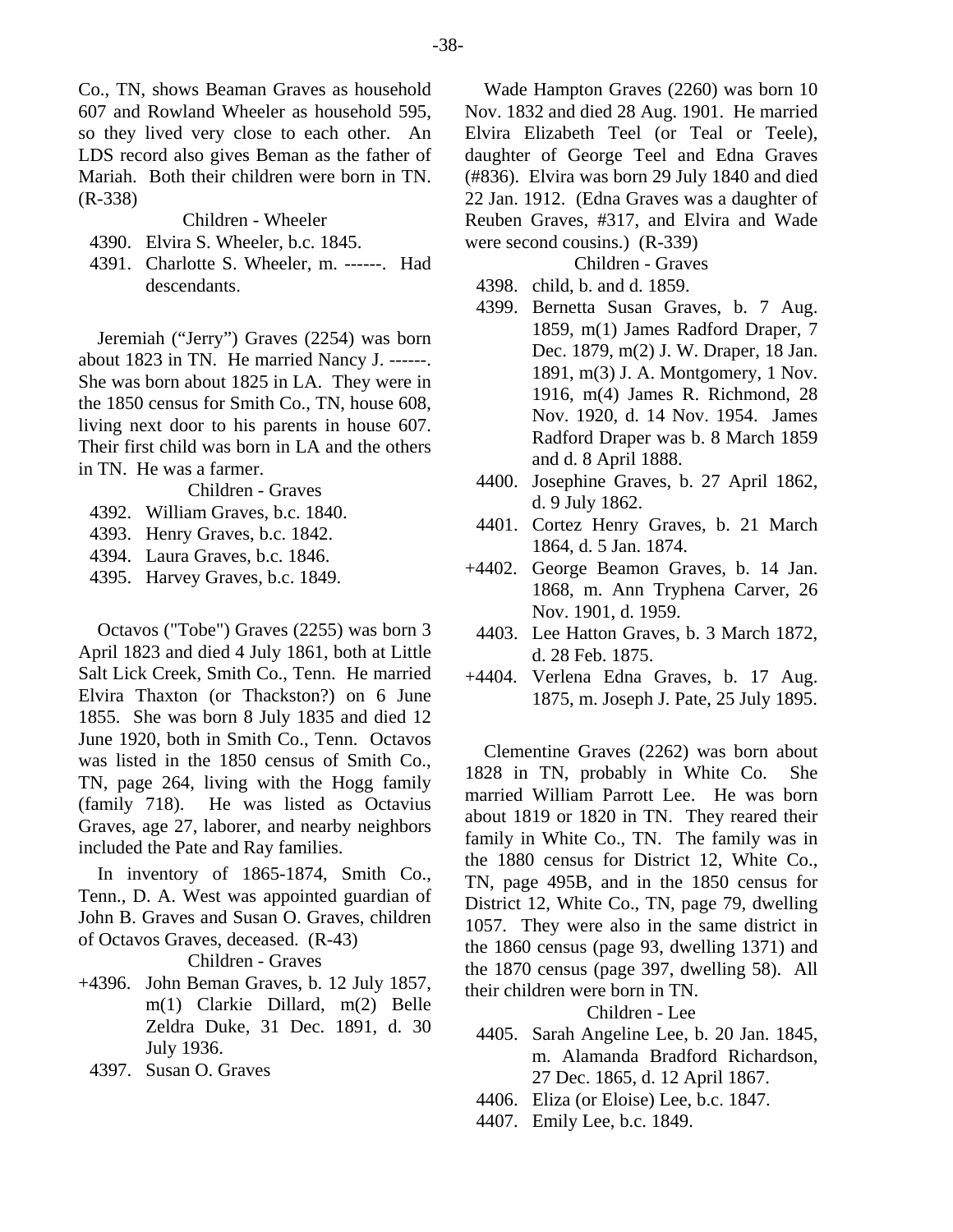Co., TN, shows Beaman Graves as household 607 and Rowland Wheeler as household 595, so they lived very close to each other. An LDS record also gives Beman as the father of Mariah. Both their children were born in TN. (R-338)

Children - Wheeler

4390. Elvira S. Wheeler, b.c. 1845.
4391. Charlotte S. Wheeler, m. ------. Had descendants.

Jeremiah ("Jerry") Graves (2254) was born about 1823 in TN. He married Nancy J. ------. She was born about 1825 in LA. They were in the 1850 census for Smith Co., TN, house 608, living next door to his parents in house 607. Their first child was born in LA and the others in TN. He was a farmer.

Children - Graves

4392. William Graves, b.c. 1840.
4393. Henry Graves, b.c. 1842.
4394. Laura Graves, b.c. 1846.
4395. Harvey Graves, b.c. 1849.

Octavos ("Tobe") Graves (2255) was born 3 April 1823 and died 4 July 1861, both at Little Salt Lick Creek, Smith Co., Tenn. He married Elvira Thaxton (or Thackston?) on 6 June 1855. She was born 8 July 1835 and died 12 June 1920, both in Smith Co., Tenn. Octavos was listed in the 1850 census of Smith Co., TN, page 264, living with the Hogg family (family 718). He was listed as Octavius Graves, age 27, laborer, and nearby neighbors included the Pate and Ray families.

In inventory of 1865-1874, Smith Co., Tenn., D. A. West was appointed guardian of John B. Graves and Susan O. Graves, children of Octavos Graves, deceased. (R-43)

Children - Graves

+4396. John Beman Graves, b. 12 July 1857, m(1) Clarkie Dillard, m(2) Belle Zeldra Duke, 31 Dec. 1891, d. 30 July 1936.
4397. Susan O. Graves

Wade Hampton Graves (2260) was born 10 Nov. 1832 and died 28 Aug. 1901. He married Elvira Elizabeth Teel (or Teal or Teele), daughter of George Teel and Edna Graves (#836). Elvira was born 29 July 1840 and died 22 Jan. 1912. (Edna Graves was a daughter of Reuben Graves, #317, and Elvira and Wade were second cousins.) (R-339)

Children - Graves

4398. child, b. and d. 1859.
4399. Bernetta Susan Graves, b. 7 Aug. 1859, m(1) James Radford Draper, 7 Dec. 1879, m(2) J. W. Draper, 18 Jan. 1891, m(3) J. A. Montgomery, 1 Nov. 1916, m(4) James R. Richmond, 28 Nov. 1920, d. 14 Nov. 1954. James Radford Draper was b. 8 March 1859 and d. 8 April 1888.
4400. Josephine Graves, b. 27 April 1862, d. 9 July 1862.
4401. Cortez Henry Graves, b. 21 March 1864, d. 5 Jan. 1874.
+4402. George Beamon Graves, b. 14 Jan. 1868, m. Ann Tryphena Carver, 26 Nov. 1901, d. 1959.
4403. Lee Hatton Graves, b. 3 March 1872, d. 28 Feb. 1875.
+4404. Verlena Edna Graves, b. 17 Aug. 1875, m. Joseph J. Pate, 25 July 1895.

Clementine Graves (2262) was born about 1828 in TN, probably in White Co. She married William Parrott Lee. He was born about 1819 or 1820 in TN. They reared their family in White Co., TN. The family was in the 1880 census for District 12, White Co., TN, page 495B, and in the 1850 census for District 12, White Co., TN, page 79, dwelling 1057. They were also in the same district in the 1860 census (page 93, dwelling 1371) and the 1870 census (page 397, dwelling 58). All their children were born in TN.

Children - Lee

4405. Sarah Angeline Lee, b. 20 Jan. 1845, m. Alamanda Bradford Richardson, 27 Dec. 1865, d. 12 April 1867.
4406. Eliza (or Eloise) Lee, b.c. 1847.
4407. Emily Lee, b.c. 1849.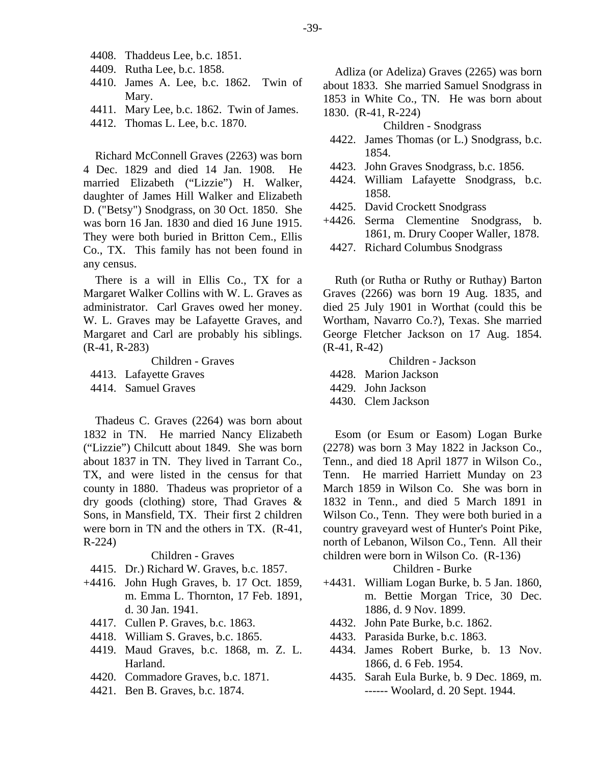4408. Thaddeus Lee, b.c. 1851.
4409. Rutha Lee, b.c. 1858.
4410. James A. Lee, b.c. 1862. Twin of Mary.
4411. Mary Lee, b.c. 1862. Twin of James.
4412. Thomas L. Lee, b.c. 1870.

Richard McConnell Graves (2263) was born 4 Dec. 1829 and died 14 Jan. 1908. He married Elizabeth ("Lizzie") H. Walker, daughter of James Hill Walker and Elizabeth D. ("Betsy") Snodgrass, on 30 Oct. 1850. She was born 16 Jan. 1830 and died 16 June 1915. They were both buried in Britton Cem., Ellis Co., TX. This family has not been found in any census.

There is a will in Ellis Co., TX for a Margaret Walker Collins with W. L. Graves as administrator. Carl Graves owed her money. W. L. Graves may be Lafayette Graves, and Margaret and Carl are probably his siblings. (R-41, R-283)

Children - Graves

4413. Lafayette Graves
4414. Samuel Graves

Thadeus C. Graves (2264) was born about 1832 in TN. He married Nancy Elizabeth ("Lizzie") Chilcutt about 1849. She was born about 1837 in TN. They lived in Tarrant Co., TX, and were listed in the census for that county in 1880. Thadeus was proprietor of a dry goods (clothing) store, Thad Graves & Sons, in Mansfield, TX. Their first 2 children were born in TN and the others in TX. (R-41, R-224)

Children - Graves

4415. Dr.) Richard W. Graves, b.c. 1857.
+4416. John Hugh Graves, b. 17 Oct. 1859, m. Emma L. Thornton, 17 Feb. 1891, d. 30 Jan. 1941.
4417. Cullen P. Graves, b.c. 1863.
4418. William S. Graves, b.c. 1865.
4419. Maud Graves, b.c. 1868, m. Z. L. Harland.
4420. Commadore Graves, b.c. 1871.
4421. Ben B. Graves, b.c. 1874.

Adliza (or Adeliza) Graves (2265) was born about 1833. She married Samuel Snodgrass in 1853 in White Co., TN. He was born about 1830. (R-41, R-224)

Children - Snodgrass

4422. James Thomas (or L.) Snodgrass, b.c. 1854.
4423. John Graves Snodgrass, b.c. 1856.
4424. William Lafayette Snodgrass, b.c. 1858.
4425. David Crockett Snodgrass
+4426. Serma Clementine Snodgrass, b. 1861, m. Drury Cooper Waller, 1878.
4427. Richard Columbus Snodgrass

Ruth (or Rutha or Ruthy or Ruthay) Barton Graves (2266) was born 19 Aug. 1835, and died 25 July 1901 in Worthat (could this be Wortham, Navarro Co.?), Texas. She married George Fletcher Jackson on 17 Aug. 1854. (R-41, R-42)

Children - Jackson

4428. Marion Jackson
4429. John Jackson
4430. Clem Jackson

Esom (or Esum or Easom) Logan Burke (2278) was born 3 May 1822 in Jackson Co., Tenn., and died 18 April 1877 in Wilson Co., Tenn. He married Harriett Munday on 23 March 1859 in Wilson Co. She was born in 1832 in Tenn., and died 5 March 1891 in Wilson Co., Tenn. They were both buried in a country graveyard west of Hunter's Point Pike, north of Lebanon, Wilson Co., Tenn. All their children were born in Wilson Co. (R-136)

Children - Burke

+4431. William Logan Burke, b. 5 Jan. 1860, m. Bettie Morgan Trice, 30 Dec. 1886, d. 9 Nov. 1899.
4432. John Pate Burke, b.c. 1862.
4433. Parasida Burke, b.c. 1863.
4434. James Robert Burke, b. 13 Nov. 1866, d. 6 Feb. 1954.
4435. Sarah Eula Burke, b. 9 Dec. 1869, m. ------ Woolard, d. 20 Sept. 1944.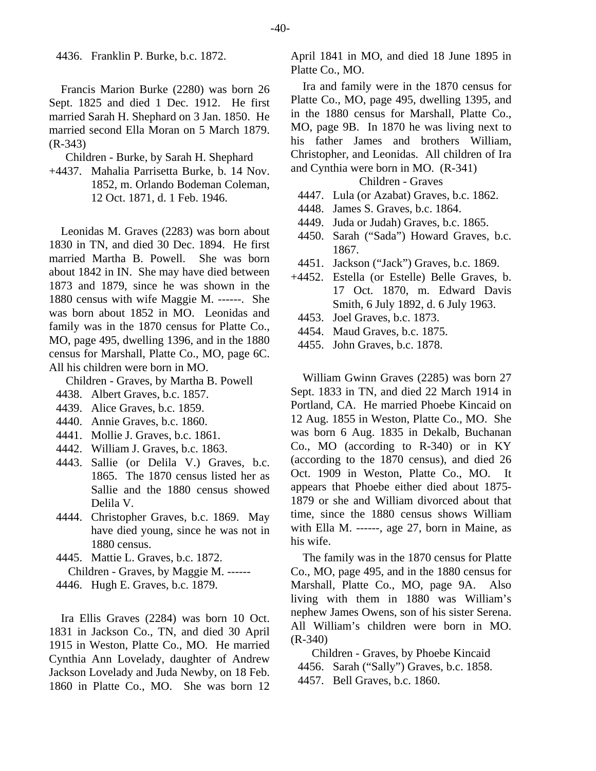4436. Franklin P. Burke, b.c. 1872.

Francis Marion Burke (2280) was born 26 Sept. 1825 and died 1 Dec. 1912. He first married Sarah H. Shephard on 3 Jan. 1850. He married second Ella Moran on 5 March 1879. (R-343)

Children - Burke, by Sarah H. Shephard

+4437. Mahalia Parrisetta Burke, b. 14 Nov. 1852, m. Orlando Bodeman Coleman, 12 Oct. 1871, d. 1 Feb. 1946.

Leonidas M. Graves (2283) was born about 1830 in TN, and died 30 Dec. 1894. He first married Martha B. Powell. She was born about 1842 in IN. She may have died between 1873 and 1879, since he was shown in the 1880 census with wife Maggie M. ------. She was born about 1852 in MO. Leonidas and family was in the 1870 census for Platte Co., MO, page 495, dwelling 1396, and in the 1880 census for Marshall, Platte Co., MO, page 6C. All his children were born in MO.

Children - Graves, by Martha B. Powell

4438. Albert Graves, b.c. 1857.
4439. Alice Graves, b.c. 1859.
4440. Annie Graves, b.c. 1860.
4441. Mollie J. Graves, b.c. 1861.
4442. William J. Graves, b.c. 1863.
4443. Sallie (or Delila V.) Graves, b.c. 1865. The 1870 census listed her as Sallie and the 1880 census showed Delila V.
4444. Christopher Graves, b.c. 1869. May have died young, since he was not in 1880 census.
4445. Mattie L. Graves, b.c. 1872.

Children - Graves, by Maggie M. ------

4446. Hugh E. Graves, b.c. 1879.

Ira Ellis Graves (2284) was born 10 Oct. 1831 in Jackson Co., TN, and died 30 April 1915 in Weston, Platte Co., MO. He married Cynthia Ann Lovelady, daughter of Andrew Jackson Lovelady and Juda Newby, on 18 Feb. 1860 in Platte Co., MO. She was born 12 April 1841 in MO, and died 18 June 1895 in Platte Co., MO.

Ira and family were in the 1870 census for Platte Co., MO, page 495, dwelling 1395, and in the 1880 census for Marshall, Platte Co., MO, page 9B. In 1870 he was living next to his father James and brothers William, Christopher, and Leonidas. All children of Ira and Cynthia were born in MO. (R-341)

Children - Graves

4447. Lula (or Azabat) Graves, b.c. 1862.
4448. James S. Graves, b.c. 1864.
4449. Juda or Judah) Graves, b.c. 1865.
4450. Sarah ("Sada") Howard Graves, b.c. 1867.
4451. Jackson ("Jack") Graves, b.c. 1869.
+4452. Estella (or Estelle) Belle Graves, b. 17 Oct. 1870, m. Edward Davis Smith, 6 July 1892, d. 6 July 1963.
4453. Joel Graves, b.c. 1873.
4454. Maud Graves, b.c. 1875.
4455. John Graves, b.c. 1878.

William Gwinn Graves (2285) was born 27 Sept. 1833 in TN, and died 22 March 1914 in Portland, CA. He married Phoebe Kincaid on 12 Aug. 1855 in Weston, Platte Co., MO. She was born 6 Aug. 1835 in Dekalb, Buchanan Co., MO (according to R-340) or in KY (according to the 1870 census), and died 26 Oct. 1909 in Weston, Platte Co., MO. It appears that Phoebe either died about 1875-1879 or she and William divorced about that time, since the 1880 census shows William with Ella M. ------, age 27, born in Maine, as his wife.

The family was in the 1870 census for Platte Co., MO, page 495, and in the 1880 census for Marshall, Platte Co., MO, page 9A. Also living with them in 1880 was William's nephew James Owens, son of his sister Serena. All William's children were born in MO. (R-340)

Children - Graves, by Phoebe Kincaid

4456. Sarah ("Sally") Graves, b.c. 1858.
4457. Bell Graves, b.c. 1860.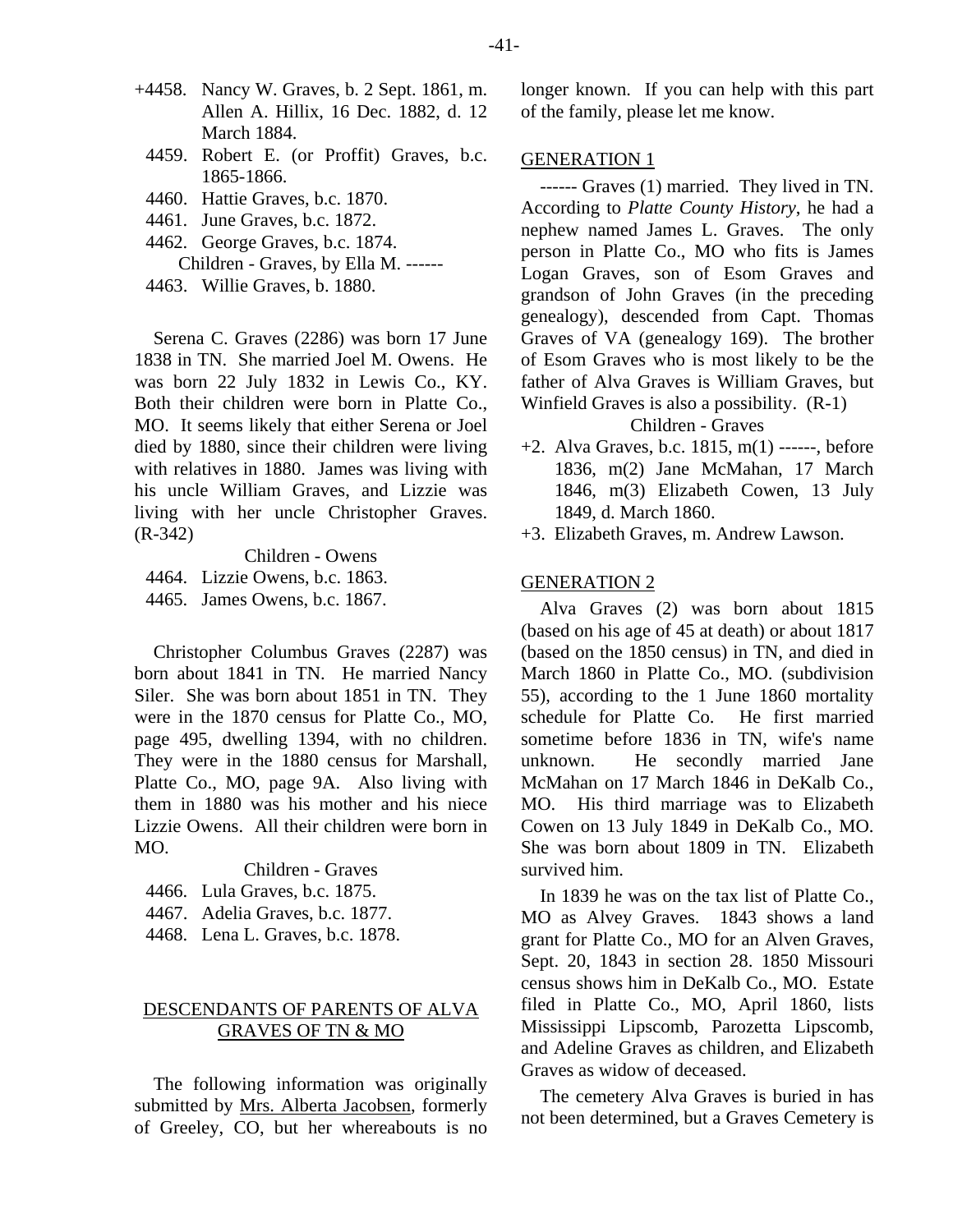+4458. Nancy W. Graves, b. 2 Sept. 1861, m. Allen A. Hillix, 16 Dec. 1882, d. 12 March 1884.

4459. Robert E. (or Proffit) Graves, b.c. 1865-1866.

4460. Hattie Graves, b.c. 1870.

4461. June Graves, b.c. 1872.

4462. George Graves, b.c. 1874.

Children - Graves, by Ella M. ------

4463. Willie Graves, b. 1880.

Serena C. Graves (2286) was born 17 June 1838 in TN. She married Joel M. Owens. He was born 22 July 1832 in Lewis Co., KY. Both their children were born in Platte Co., MO. It seems likely that either Serena or Joel died by 1880, since their children were living with relatives in 1880. James was living with his uncle William Graves, and Lizzie was living with her uncle Christopher Graves. (R-342)

Children - Owens

4464. Lizzie Owens, b.c. 1863.

4465. James Owens, b.c. 1867.

Christopher Columbus Graves (2287) was born about 1841 in TN. He married Nancy Siler. She was born about 1851 in TN. They were in the 1870 census for Platte Co., MO, page 495, dwelling 1394, with no children. They were in the 1880 census for Marshall, Platte Co., MO, page 9A. Also living with them in 1880 was his mother and his niece Lizzie Owens. All their children were born in MO.

Children - Graves

4466. Lula Graves, b.c. 1875.

4467. Adelia Graves, b.c. 1877.

4468. Lena L. Graves, b.c. 1878.

## DESCENDANTS OF PARENTS OF ALVA GRAVES OF TN & MO

The following information was originally submitted by Mrs. Alberta Jacobsen, formerly of Greeley, CO, but her whereabouts is no longer known. If you can help with this part of the family, please let me know.

### GENERATION 1

------ Graves (1) married. They lived in TN. According to *Platte County History*, he had a nephew named James L. Graves. The only person in Platte Co., MO who fits is James Logan Graves, son of Esom Graves and grandson of John Graves (in the preceding genealogy), descended from Capt. Thomas Graves of VA (genealogy 169). The brother of Esom Graves who is most likely to be the father of Alva Graves is William Graves, but Winfield Graves is also a possibility. (R-1)

Children - Graves

+2. Alva Graves, b.c. 1815, m(1) ------, before 1836, m(2) Jane McMahan, 17 March 1846, m(3) Elizabeth Cowen, 13 July 1849, d. March 1860.

+3. Elizabeth Graves, m. Andrew Lawson.

### GENERATION 2

Alva Graves (2) was born about 1815 (based on his age of 45 at death) or about 1817 (based on the 1850 census) in TN, and died in March 1860 in Platte Co., MO. (subdivision 55), according to the 1 June 1860 mortality schedule for Platte Co. He first married sometime before 1836 in TN, wife's name unknown. He secondly married Jane McMahan on 17 March 1846 in DeKalb Co., MO. His third marriage was to Elizabeth Cowen on 13 July 1849 in DeKalb Co., MO. She was born about 1809 in TN. Elizabeth survived him.

In 1839 he was on the tax list of Platte Co., MO as Alvey Graves. 1843 shows a land grant for Platte Co., MO for an Alven Graves, Sept. 20, 1843 in section 28. 1850 Missouri census shows him in DeKalb Co., MO. Estate filed in Platte Co., MO, April 1860, lists Mississippi Lipscomb, Parozetta Lipscomb, and Adeline Graves as children, and Elizabeth Graves as widow of deceased.

The cemetery Alva Graves is buried in has not been determined, but a Graves Cemetery is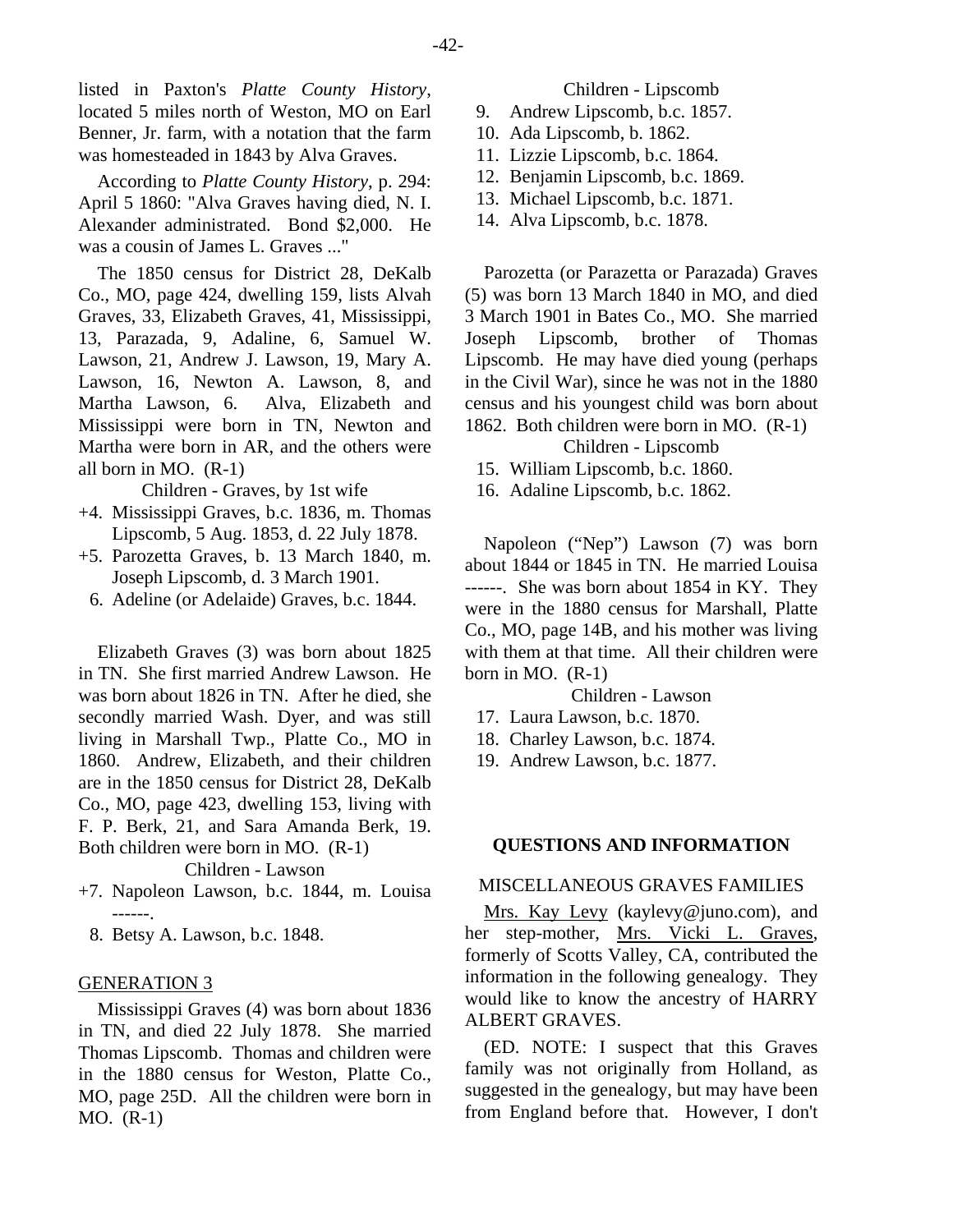listed in Paxton's *Platte County History*, located 5 miles north of Weston, MO on Earl Benner, Jr. farm, with a notation that the farm was homesteaded in 1843 by Alva Graves.

According to *Platte County History*, p. 294: April 5 1860: "Alva Graves having died, N. I. Alexander administrated. Bond $2,000. He was a cousin of James L. Graves ..."

The 1850 census for District 28, DeKalb Co., MO, page 424, dwelling 159, lists Alvah Graves, 33, Elizabeth Graves, 41, Mississippi, 13, Parazada, 9, Adaline, 6, Samuel W. Lawson, 21, Andrew J. Lawson, 19, Mary A. Lawson, 16, Newton A. Lawson, 8, and Martha Lawson, 6. Alva, Elizabeth and Mississippi were born in TN, Newton and Martha were born in AR, and the others were all born in MO. (R-1)

Children - Graves, by 1st wife

+4. Mississippi Graves, b.c. 1836, m. Thomas Lipscomb, 5 Aug. 1853, d. 22 July 1878.
+5. Parozetta Graves, b. 13 March 1840, m. Joseph Lipscomb, d. 3 March 1901.
6. Adeline (or Adelaide) Graves, b.c. 1844.

Elizabeth Graves (3) was born about 1825 in TN. She first married Andrew Lawson. He was born about 1826 in TN. After he died, she secondly married Wash. Dyer, and was still living in Marshall Twp., Platte Co., MO in 1860. Andrew, Elizabeth, and their children are in the 1850 census for District 28, DeKalb Co., MO, page 423, dwelling 153, living with F. P. Berk, 21, and Sara Amanda Berk, 19. Both children were born in MO. (R-1)

Children - Lawson

+7. Napoleon Lawson, b.c. 1844, m. Louisa ------.
8. Betsy A. Lawson, b.c. 1848.

## GENERATION 3

Mississippi Graves (4) was born about 1836 in TN, and died 22 July 1878. She married Thomas Lipscomb. Thomas and children were in the 1880 census for Weston, Platte Co., MO, page 25D. All the children were born in MO. (R-1)

Children - Lipscomb

9. Andrew Lipscomb, b.c. 1857.
10. Ada Lipscomb, b. 1862.
11. Lizzie Lipscomb, b.c. 1864.
12. Benjamin Lipscomb, b.c. 1869.
13. Michael Lipscomb, b.c. 1871.
14. Alva Lipscomb, b.c. 1878.

Parozetta (or Parazetta or Parazada) Graves (5) was born 13 March 1840 in MO, and died 3 March 1901 in Bates Co., MO. She married Joseph Lipscomb, brother of Thomas Lipscomb. He may have died young (perhaps in the Civil War), since he was not in the 1880 census and his youngest child was born about 1862. Both children were born in MO. (R-1)

Children - Lipscomb

15. William Lipscomb, b.c. 1860.
16. Adaline Lipscomb, b.c. 1862.

Napoleon ("Nep") Lawson (7) was born about 1844 or 1845 in TN. He married Louisa ------. She was born about 1854 in KY. They were in the 1880 census for Marshall, Platte Co., MO, page 14B, and his mother was living with them at that time. All their children were born in MO. (R-1)

Children - Lawson

17. Laura Lawson, b.c. 1870.
18. Charley Lawson, b.c. 1874.
19. Andrew Lawson, b.c. 1877.

## QUESTIONS AND INFORMATION

### MISCELLANEOUS GRAVES FAMILIES

Mrs. Kay Levy (kaylevy@juno.com), and her step-mother, Mrs. Vicki L. Graves, formerly of Scotts Valley, CA, contributed the information in the following genealogy. They would like to know the ancestry of HARRY ALBERT GRAVES.

(ED. NOTE: I suspect that this Graves family was not originally from Holland, as suggested in the genealogy, but may have been from England before that. However, I don't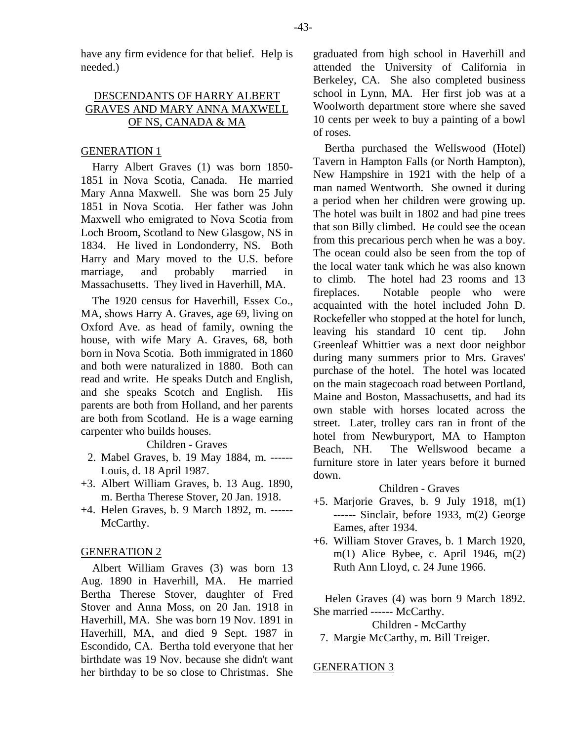have any firm evidence for that belief. Help is needed.)

## DESCENDANTS OF HARRY ALBERT GRAVES AND MARY ANNA MAXWELL OF NS, CANADA & MA

### GENERATION 1

Harry Albert Graves (1) was born 1850-1851 in Nova Scotia, Canada. He married Mary Anna Maxwell. She was born 25 July 1851 in Nova Scotia. Her father was John Maxwell who emigrated to Nova Scotia from Loch Broom, Scotland to New Glasgow, NS in 1834. He lived in Londonderry, NS. Both Harry and Mary moved to the U.S. before marriage, and probably married in Massachusetts. They lived in Haverhill, MA.

The 1920 census for Haverhill, Essex Co., MA, shows Harry A. Graves, age 69, living on Oxford Ave. as head of family, owning the house, with wife Mary A. Graves, 68, both born in Nova Scotia. Both immigrated in 1860 and both were naturalized in 1880. Both can read and write. He speaks Dutch and English, and she speaks Scotch and English. His parents are both from Holland, and her parents are both from Scotland. He is a wage earning carpenter who builds houses.

Children - Graves

2. Mabel Graves, b. 19 May 1884, m. ------ Louis, d. 18 April 1987.
+3. Albert William Graves, b. 13 Aug. 1890, m. Bertha Therese Stover, 20 Jan. 1918.
+4. Helen Graves, b. 9 March 1892, m. ------ McCarthy.

### GENERATION 2

Albert William Graves (3) was born 13 Aug. 1890 in Haverhill, MA. He married Bertha Therese Stover, daughter of Fred Stover and Anna Moss, on 20 Jan. 1918 in Haverhill, MA. She was born 19 Nov. 1891 in Haverhill, MA, and died 9 Sept. 1987 in Escondido, CA. Bertha told everyone that her birthdate was 19 Nov. because she didn't want her birthday to be so close to Christmas. She graduated from high school in Haverhill and attended the University of California in Berkeley, CA. She also completed business school in Lynn, MA. Her first job was at a Woolworth department store where she saved 10 cents per week to buy a painting of a bowl of roses.

Bertha purchased the Wellswood (Hotel) Tavern in Hampton Falls (or North Hampton), New Hampshire in 1921 with the help of a man named Wentworth. She owned it during a period when her children were growing up. The hotel was built in 1802 and had pine trees that son Billy climbed. He could see the ocean from this precarious perch when he was a boy. The ocean could also be seen from the top of the local water tank which he was also known to climb. The hotel had 23 rooms and 13 fireplaces. Notable people who were acquainted with the hotel included John D. Rockefeller who stopped at the hotel for lunch, leaving his standard 10 cent tip. John Greenleaf Whittier was a next door neighbor during many summers prior to Mrs. Graves' purchase of the hotel. The hotel was located on the main stagecoach road between Portland, Maine and Boston, Massachusetts, and had its own stable with horses located across the street. Later, trolley cars ran in front of the hotel from Newburyport, MA to Hampton Beach, NH. The Wellswood became a furniture store in later years before it burned down.

Children - Graves

+5. Marjorie Graves, b. 9 July 1918, m(1) ------ Sinclair, before 1933, m(2) George Eames, after 1934.
+6. William Stover Graves, b. 1 March 1920, m(1) Alice Bybee, c. April 1946, m(2) Ruth Ann Lloyd, c. 24 June 1966.

Helen Graves (4) was born 9 March 1892. She married ------ McCarthy.

Children - McCarthy

7. Margie McCarthy, m. Bill Treiger.

### GENERATION 3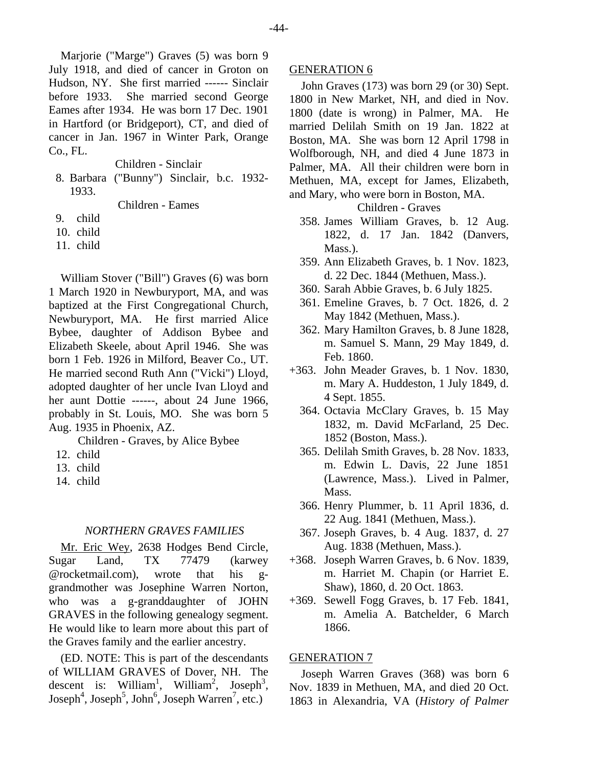Marjorie ("Marge") Graves (5) was born 9 July 1918, and died of cancer in Groton on Hudson, NY. She first married ------ Sinclair before 1933. She married second George Eames after 1934. He was born 17 Dec. 1901 in Hartford (or Bridgeport), CT, and died of cancer in Jan. 1967 in Winter Park, Orange Co., FL.

Children - Sinclair

8. Barbara ("Bunny") Sinclair, b.c. 1932-1933.

Children - Eames

9. child
10. child
11. child

William Stover ("Bill") Graves (6) was born 1 March 1920 in Newburyport, MA, and was baptized at the First Congregational Church, Newburyport, MA. He first married Alice Bybee, daughter of Addison Bybee and Elizabeth Skeele, about April 1946. She was born 1 Feb. 1926 in Milford, Beaver Co., UT. He married second Ruth Ann ("Vicki") Lloyd, adopted daughter of her uncle Ivan Lloyd and her aunt Dottie ------, about 24 June 1966, probably in St. Louis, MO. She was born 5 Aug. 1935 in Phoenix, AZ.

Children - Graves, by Alice Bybee

12. child
13. child
14. child

### *NORTHERN GRAVES FAMILIES*

Mr. Eric Wey, 2638 Hodges Bend Circle, Sugar Land, TX 77479 (karwey @rocketmail.com), wrote that his g-grandmother was Josephine Warren Norton, who was a g-granddaughter of JOHN GRAVES in the following genealogy segment. He would like to learn more about this part of the Graves family and the earlier ancestry.

(ED. NOTE: This is part of the descendants of WILLIAM GRAVES of Dover, NH. The descent is: William[1], William[2], Joseph[3], Joseph[4], Joseph[5], John[6], Joseph Warren[7], etc.)

GENERATION 6

John Graves (173) was born 29 (or 30) Sept. 1800 in New Market, NH, and died in Nov. 1800 (date is wrong) in Palmer, MA. He married Delilah Smith on 19 Jan. 1822 at Boston, MA. She was born 12 April 1798 in Wolfborough, NH, and died 4 June 1873 in Palmer, MA. All their children were born in Methuen, MA, except for James, Elizabeth, and Mary, who were born in Boston, MA.

Children - Graves

358. James William Graves, b. 12 Aug. 1822, d. 17 Jan. 1842 (Danvers, Mass.).
359. Ann Elizabeth Graves, b. 1 Nov. 1823, d. 22 Dec. 1844 (Methuen, Mass.).
360. Sarah Abbie Graves, b. 6 July 1825.
361. Emeline Graves, b. 7 Oct. 1826, d. 2 May 1842 (Methuen, Mass.).
362. Mary Hamilton Graves, b. 8 June 1828, m. Samuel S. Mann, 29 May 1849, d. Feb. 1860.

+363. John Meader Graves, b. 1 Nov. 1830, m. Mary A. Huddeston, 1 July 1849, d. 4 Sept. 1855.

364. Octavia McClary Graves, b. 15 May 1832, m. David McFarland, 25 Dec. 1852 (Boston, Mass.).
365. Delilah Smith Graves, b. 28 Nov. 1833, m. Edwin L. Davis, 22 June 1851 (Lawrence, Mass.). Lived in Palmer, Mass.
366. Henry Plummer, b. 11 April 1836, d. 22 Aug. 1841 (Methuen, Mass.).
367. Joseph Graves, b. 4 Aug. 1837, d. 27 Aug. 1838 (Methuen, Mass.).

+368. Joseph Warren Graves, b. 6 Nov. 1839, m. Harriet M. Chapin (or Harriet E. Shaw), 1860, d. 20 Oct. 1863.

+369. Sewell Fogg Graves, b. 17 Feb. 1841, m. Amelia A. Batchelder, 6 March 1866.

GENERATION 7

Joseph Warren Graves (368) was born 6 Nov. 1839 in Methuen, MA, and died 20 Oct. 1863 in Alexandria, VA (*History of Palmer*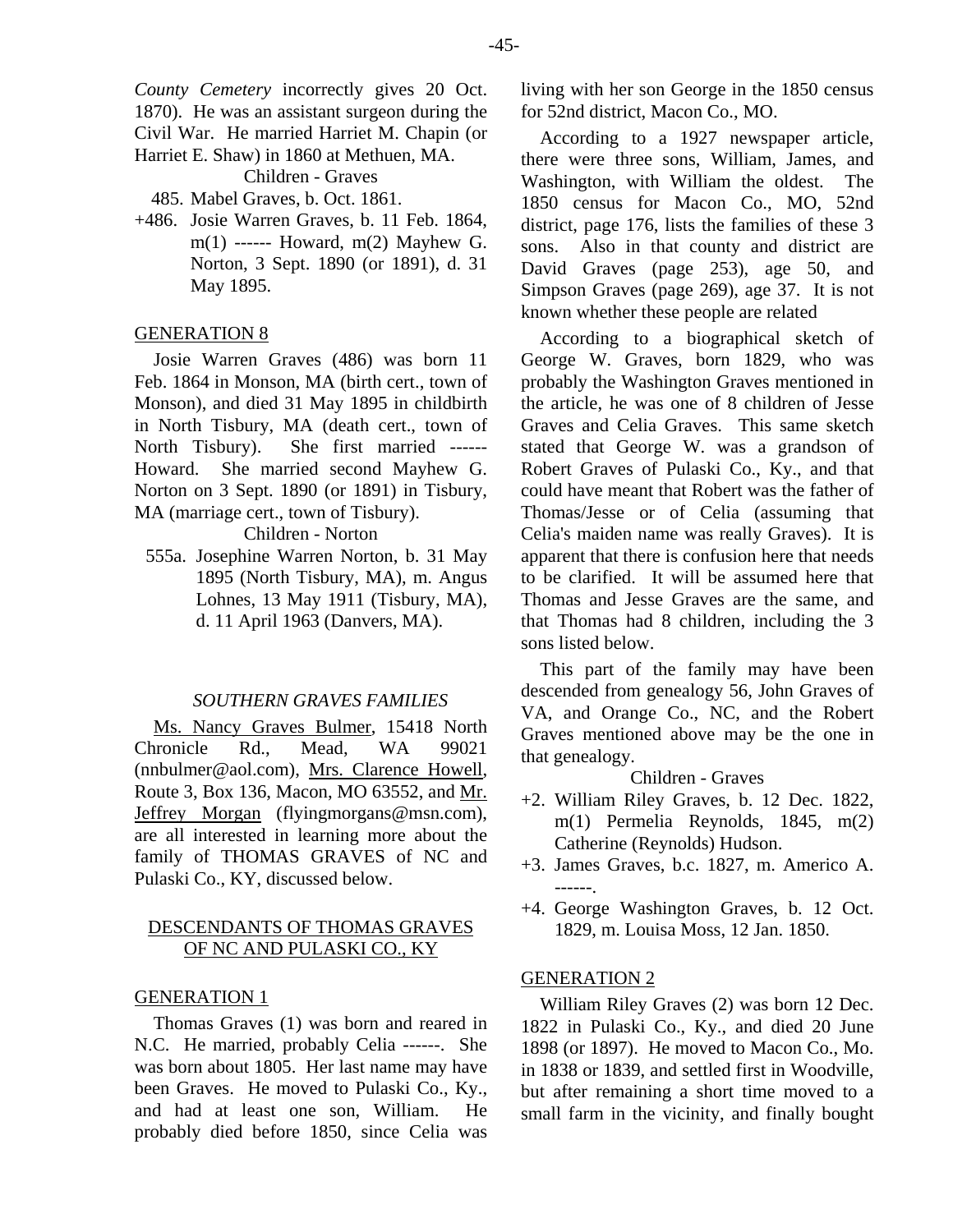*County Cemetery* incorrectly gives 20 Oct. 1870). He was an assistant surgeon during the Civil War. He married Harriet M. Chapin (or Harriet E. Shaw) in 1860 at Methuen, MA.

Children - Graves

485. Mabel Graves, b. Oct. 1861.

+486. Josie Warren Graves, b. 11 Feb. 1864, m(1) ------ Howard, m(2) Mayhew G. Norton, 3 Sept. 1890 (or 1891), d. 31 May 1895.

GENERATION 8

Josie Warren Graves (486) was born 11 Feb. 1864 in Monson, MA (birth cert., town of Monson), and died 31 May 1895 in childbirth in North Tisbury, MA (death cert., town of North Tisbury). She first married ------ Howard. She married second Mayhew G. Norton on 3 Sept. 1890 (or 1891) in Tisbury, MA (marriage cert., town of Tisbury).

Children - Norton

555a. Josephine Warren Norton, b. 31 May 1895 (North Tisbury, MA), m. Angus Lohnes, 13 May 1911 (Tisbury, MA), d. 11 April 1963 (Danvers, MA).

*SOUTHERN GRAVES FAMILIES*

Ms. Nancy Graves Bulmer, 15418 North Chronicle Rd., Mead, WA 99021 (nnbulmer@aol.com), Mrs. Clarence Howell, Route 3, Box 136, Macon, MO 63552, and Mr. Jeffrey Morgan (flyingmorgans@msn.com), are all interested in learning more about the family of THOMAS GRAVES of NC and Pulaski Co., KY, discussed below.

DESCENDANTS OF THOMAS GRAVES OF NC AND PULASKI CO., KY

GENERATION 1

Thomas Graves (1) was born and reared in N.C. He married, probably Celia ------. She was born about 1805. Her last name may have been Graves. He moved to Pulaski Co., Ky., and had at least one son, William. He probably died before 1850, since Celia was living with her son George in the 1850 census for 52nd district, Macon Co., MO.

According to a 1927 newspaper article, there were three sons, William, James, and Washington, with William the oldest. The 1850 census for Macon Co., MO, 52nd district, page 176, lists the families of these 3 sons. Also in that county and district are David Graves (page 253), age 50, and Simpson Graves (page 269), age 37. It is not known whether these people are related

According to a biographical sketch of George W. Graves, born 1829, who was probably the Washington Graves mentioned in the article, he was one of 8 children of Jesse Graves and Celia Graves. This same sketch stated that George W. was a grandson of Robert Graves of Pulaski Co., Ky., and that could have meant that Robert was the father of Thomas/Jesse or of Celia (assuming that Celia's maiden name was really Graves). It is apparent that there is confusion here that needs to be clarified. It will be assumed here that Thomas and Jesse Graves are the same, and that Thomas had 8 children, including the 3 sons listed below.

This part of the family may have been descended from genealogy 56, John Graves of VA, and Orange Co., NC, and the Robert Graves mentioned above may be the one in that genealogy.

Children - Graves

+2. William Riley Graves, b. 12 Dec. 1822, m(1) Permelia Reynolds, 1845, m(2) Catherine (Reynolds) Hudson.

+3. James Graves, b.c. 1827, m. Americo A. ------.

+4. George Washington Graves, b. 12 Oct. 1829, m. Louisa Moss, 12 Jan. 1850.

GENERATION 2

William Riley Graves (2) was born 12 Dec. 1822 in Pulaski Co., Ky., and died 20 June 1898 (or 1897). He moved to Macon Co., Mo. in 1838 or 1839, and settled first in Woodville, but after remaining a short time moved to a small farm in the vicinity, and finally bought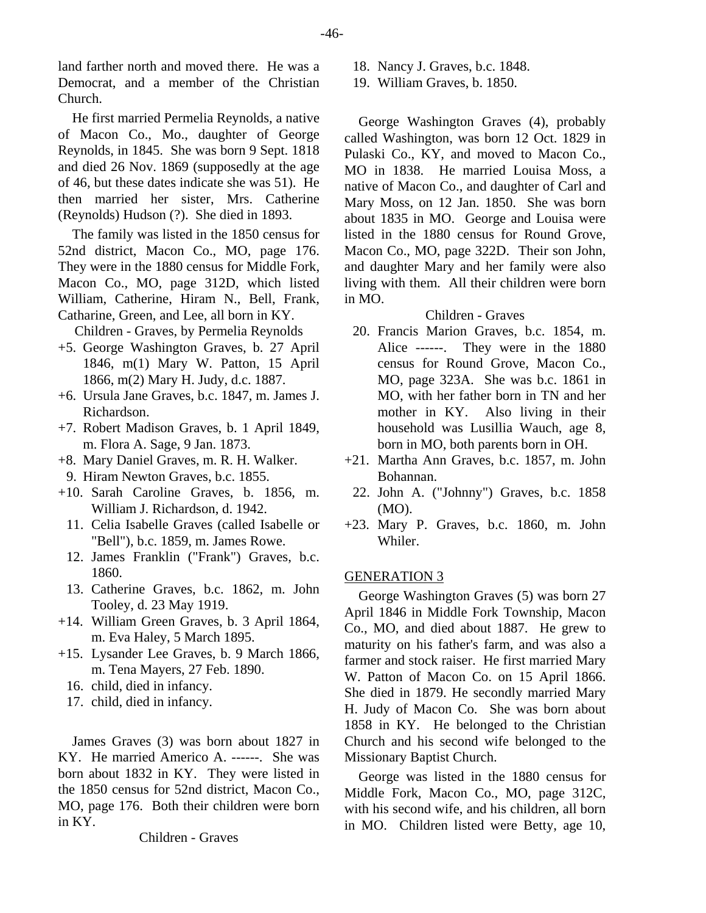land farther north and moved there. He was a Democrat, and a member of the Christian Church.

He first married Permelia Reynolds, a native of Macon Co., Mo., daughter of George Reynolds, in 1845. She was born 9 Sept. 1818 and died 26 Nov. 1869 (supposedly at the age of 46, but these dates indicate she was 51). He then married her sister, Mrs. Catherine (Reynolds) Hudson (?). She died in 1893.

The family was listed in the 1850 census for 52nd district, Macon Co., MO, page 176. They were in the 1880 census for Middle Fork, Macon Co., MO, page 312D, which listed William, Catherine, Hiram N., Bell, Frank, Catharine, Green, and Lee, all born in KY.

Children - Graves, by Permelia Reynolds

+5. George Washington Graves, b. 27 April 1846, m(1) Mary W. Patton, 15 April 1866, m(2) Mary H. Judy, d.c. 1887.
+6. Ursula Jane Graves, b.c. 1847, m. James J. Richardson.
+7. Robert Madison Graves, b. 1 April 1849, m. Flora A. Sage, 9 Jan. 1873.
+8. Mary Daniel Graves, m. R. H. Walker.
9. Hiram Newton Graves, b.c. 1855.
+10. Sarah Caroline Graves, b. 1856, m. William J. Richardson, d. 1942.
11. Celia Isabelle Graves (called Isabelle or "Bell"), b.c. 1859, m. James Rowe.
12. James Franklin ("Frank") Graves, b.c. 1860.
13. Catherine Graves, b.c. 1862, m. John Tooley, d. 23 May 1919.
+14. William Green Graves, b. 3 April 1864, m. Eva Haley, 5 March 1895.
+15. Lysander Lee Graves, b. 9 March 1866, m. Tena Mayers, 27 Feb. 1890.
16. child, died in infancy.
17. child, died in infancy.

James Graves (3) was born about 1827 in KY. He married Americo A. ------. She was born about 1832 in KY. They were listed in the 1850 census for 52nd district, Macon Co., MO, page 176. Both their children were born in KY.

Children - Graves

18. Nancy J. Graves, b.c. 1848.
19. William Graves, b. 1850.

George Washington Graves (4), probably called Washington, was born 12 Oct. 1829 in Pulaski Co., KY, and moved to Macon Co., MO in 1838. He married Louisa Moss, a native of Macon Co., and daughter of Carl and Mary Moss, on 12 Jan. 1850. She was born about 1835 in MO. George and Louisa were listed in the 1880 census for Round Grove, Macon Co., MO, page 322D. Their son John, and daughter Mary and her family were also living with them. All their children were born in MO.

Children - Graves

20. Francis Marion Graves, b.c. 1854, m. Alice ------. They were in the 1880 census for Round Grove, Macon Co., MO, page 323A. She was b.c. 1861 in MO, with her father born in TN and her mother in KY. Also living in their household was Lusillia Wauch, age 8, born in MO, both parents born in OH.
+21. Martha Ann Graves, b.c. 1857, m. John Bohannan.
22. John A. ("Johnny") Graves, b.c. 1858 (MO).
+23. Mary P. Graves, b.c. 1860, m. John Whiler.

## GENERATION 3

George Washington Graves (5) was born 27 April 1846 in Middle Fork Township, Macon Co., MO, and died about 1887. He grew to maturity on his father's farm, and was also a farmer and stock raiser. He first married Mary W. Patton of Macon Co. on 15 April 1866. She died in 1879. He secondly married Mary H. Judy of Macon Co. She was born about 1858 in KY. He belonged to the Christian Church and his second wife belonged to the Missionary Baptist Church.

George was listed in the 1880 census for Middle Fork, Macon Co., MO, page 312C, with his second wife, and his children, all born in MO. Children listed were Betty, age 10,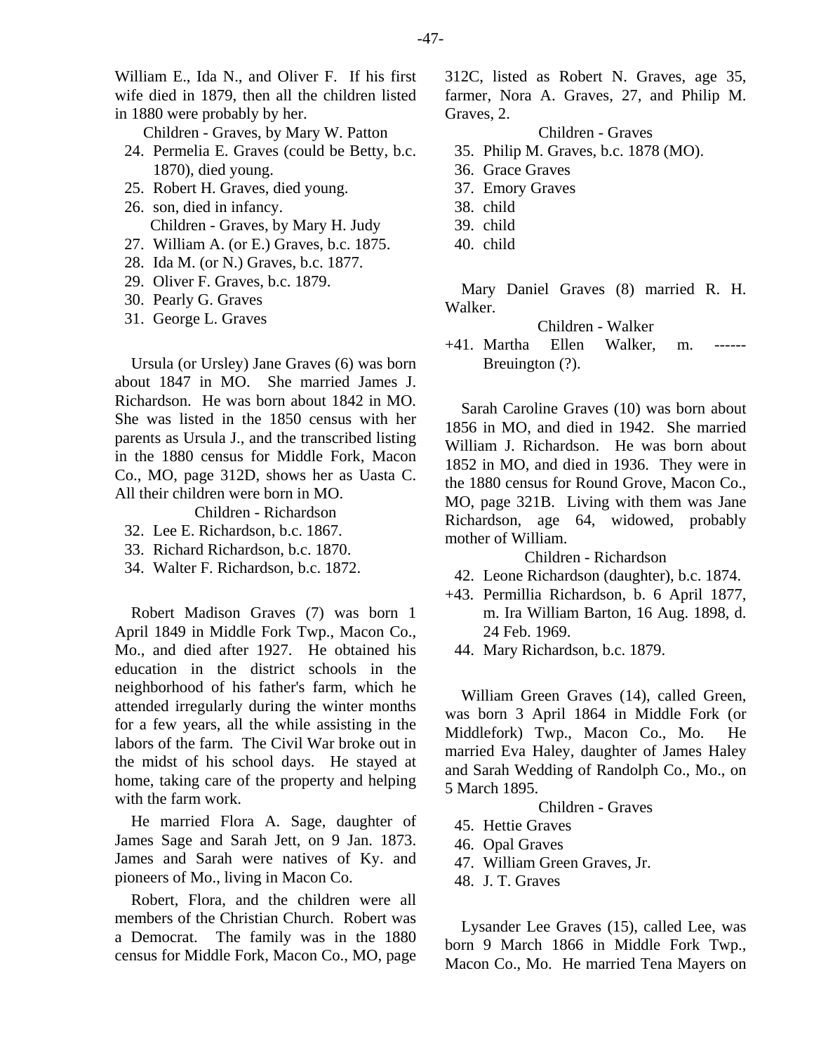William E., Ida N., and Oliver F. If his first wife died in 1879, then all the children listed in 1880 were probably by her.

Children - Graves, by Mary W. Patton

24. Permelia E. Graves (could be Betty, b.c. 1870), died young.
25. Robert H. Graves, died young.
26. son, died in infancy.

Children - Graves, by Mary H. Judy

27. William A. (or E.) Graves, b.c. 1875.
28. Ida M. (or N.) Graves, b.c. 1877.
29. Oliver F. Graves, b.c. 1879.
30. Pearly G. Graves
31. George L. Graves

Ursula (or Ursley) Jane Graves (6) was born about 1847 in MO. She married James J. Richardson. He was born about 1842 in MO. She was listed in the 1850 census with her parents as Ursula J., and the transcribed listing in the 1880 census for Middle Fork, Macon Co., MO, page 312D, shows her as Uasta C. All their children were born in MO.

Children - Richardson

32. Lee E. Richardson, b.c. 1867.
33. Richard Richardson, b.c. 1870.
34. Walter F. Richardson, b.c. 1872.

Robert Madison Graves (7) was born 1 April 1849 in Middle Fork Twp., Macon Co., Mo., and died after 1927. He obtained his education in the district schools in the neighborhood of his father's farm, which he attended irregularly during the winter months for a few years, all the while assisting in the labors of the farm. The Civil War broke out in the midst of his school days. He stayed at home, taking care of the property and helping with the farm work.

He married Flora A. Sage, daughter of James Sage and Sarah Jett, on 9 Jan. 1873. James and Sarah were natives of Ky. and pioneers of Mo., living in Macon Co.

Robert, Flora, and the children were all members of the Christian Church. Robert was a Democrat. The family was in the 1880 census for Middle Fork, Macon Co., MO, page 312C, listed as Robert N. Graves, age 35, farmer, Nora A. Graves, 27, and Philip M. Graves, 2.

Children - Graves

35. Philip M. Graves, b.c. 1878 (MO).
36. Grace Graves
37. Emory Graves
38. child
39. child
40. child

Mary Daniel Graves (8) married R. H. Walker.

Children - Walker

+41. Martha Ellen Walker, m. ------ Breuington (?).

Sarah Caroline Graves (10) was born about 1856 in MO, and died in 1942. She married William J. Richardson. He was born about 1852 in MO, and died in 1936. They were in the 1880 census for Round Grove, Macon Co., MO, page 321B. Living with them was Jane Richardson, age 64, widowed, probably mother of William.

Children - Richardson

42. Leone Richardson (daughter), b.c. 1874.
+43. Permillia Richardson, b. 6 April 1877, m. Ira William Barton, 16 Aug. 1898, d. 24 Feb. 1969.
44. Mary Richardson, b.c. 1879.

William Green Graves (14), called Green, was born 3 April 1864 in Middle Fork (or Middlefork) Twp., Macon Co., Mo. He married Eva Haley, daughter of James Haley and Sarah Wedding of Randolph Co., Mo., on 5 March 1895.

Children - Graves

45. Hettie Graves
46. Opal Graves
47. William Green Graves, Jr.
48. J. T. Graves

Lysander Lee Graves (15), called Lee, was born 9 March 1866 in Middle Fork Twp., Macon Co., Mo. He married Tena Mayers on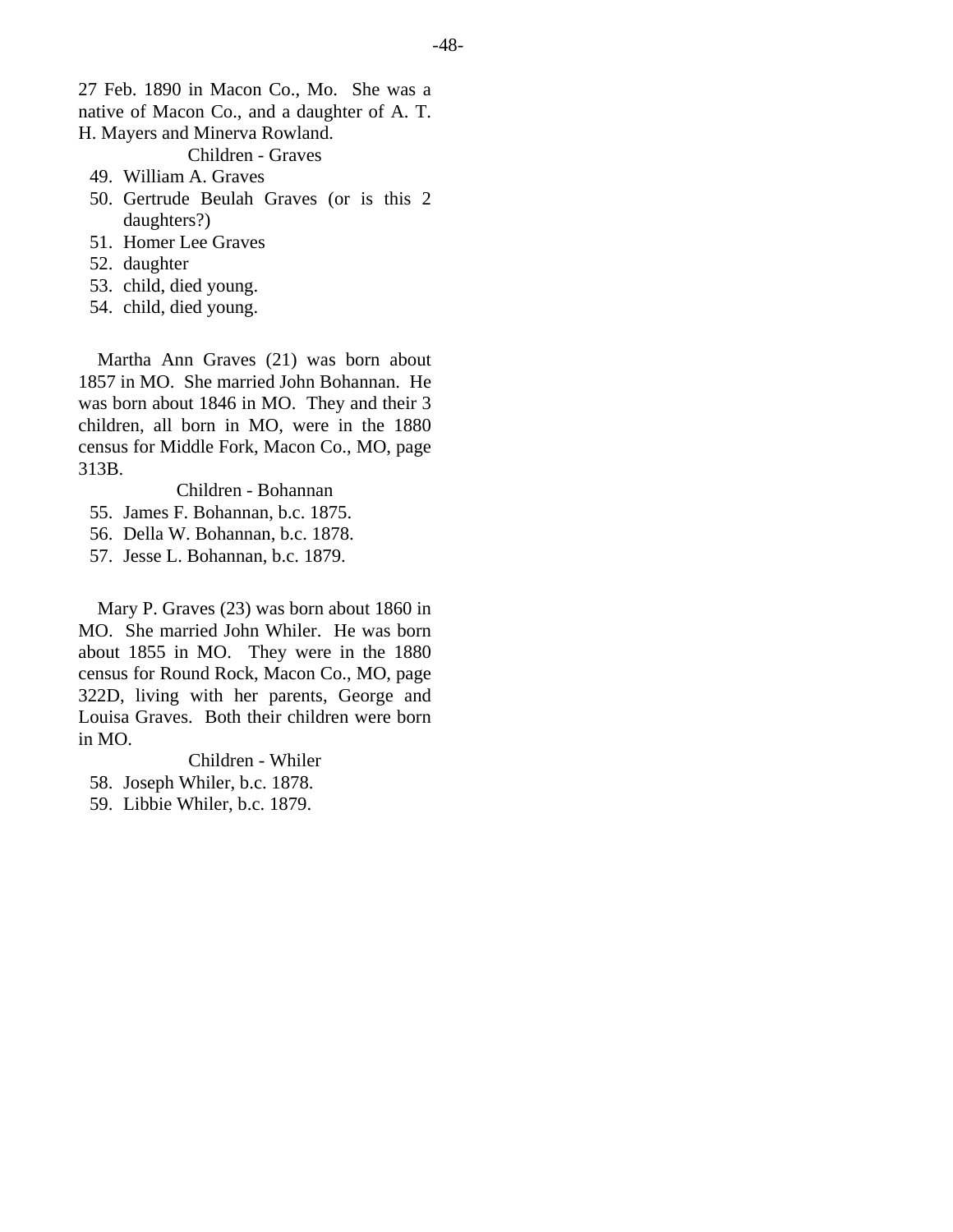27 Feb. 1890 in Macon Co., Mo. She was a native of Macon Co., and a daughter of A. T. H. Mayers and Minerva Rowland.

Children - Graves

49. William A. Graves
50. Gertrude Beulah Graves (or is this 2 daughters?)
51. Homer Lee Graves
52. daughter
53. child, died young.
54. child, died young.

Martha Ann Graves (21) was born about 1857 in MO. She married John Bohannan. He was born about 1846 in MO. They and their 3 children, all born in MO, were in the 1880 census for Middle Fork, Macon Co., MO, page 313B.

Children - Bohannan

55. James F. Bohannan, b.c. 1875.
56. Della W. Bohannan, b.c. 1878.
57. Jesse L. Bohannan, b.c. 1879.

Mary P. Graves (23) was born about 1860 in MO. She married John Whiler. He was born about 1855 in MO. They were in the 1880 census for Round Rock, Macon Co., MO, page 322D, living with her parents, George and Louisa Graves. Both their children were born in MO.

Children - Whiler

58. Joseph Whiler, b.c. 1878.
59. Libbie Whiler, b.c. 1879.